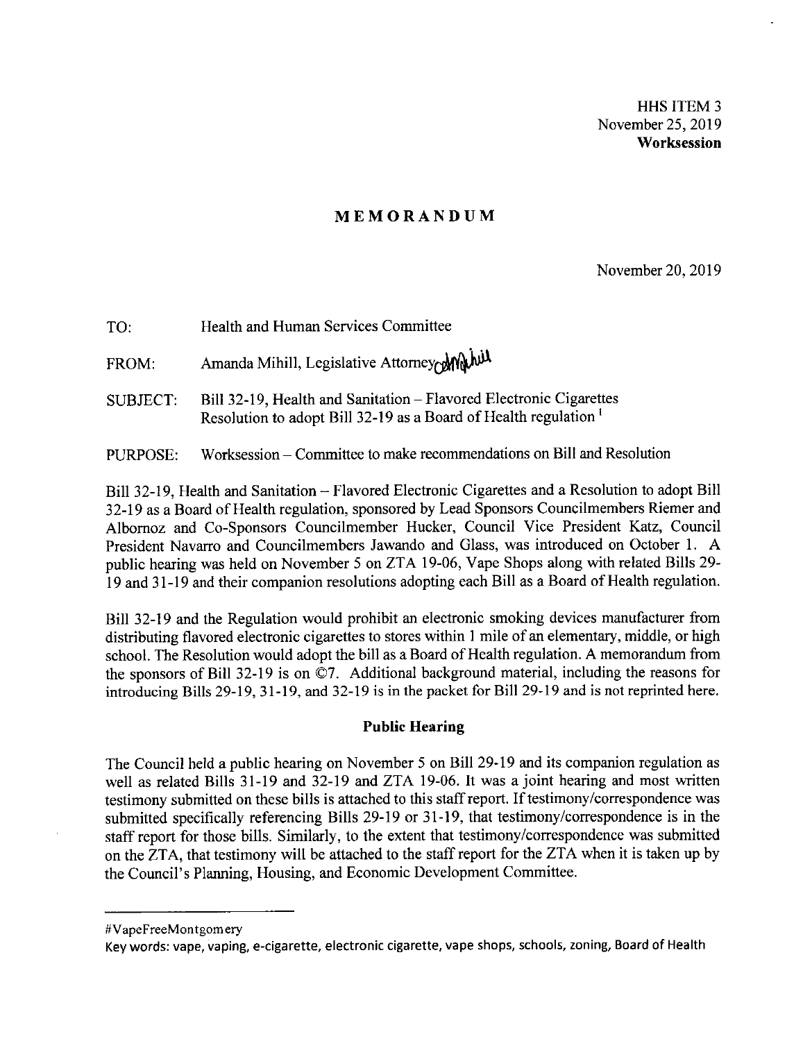HHS ITEM 3
November 25, 2019
**Worksession**

## MEMORANDUM

November 20, 2019

TO: Health and Human Services Committee

FROM: Amanda Mihill, Legislative Attorney

SUBJECT: Bill 32-19, Health and Sanitation – Flavored Electronic Cigarettes
Resolution to adopt Bill 32-19 as a Board of Health regulation [1]

PURPOSE: Worksession – Committee to make recommendations on Bill and Resolution

Bill 32-19, Health and Sanitation – Flavored Electronic Cigarettes and a Resolution to adopt Bill 32-19 as a Board of Health regulation, sponsored by Lead Sponsors Councilmembers Riemer and Albornoz and Co-Sponsors Councilmember Hucker, Council Vice President Katz, Council President Navarro and Councilmembers Jawando and Glass, was introduced on October 1. A public hearing was held on November 5 on ZTA 19-06, Vape Shops along with related Bills 29-19 and 31-19 and their companion resolutions adopting each Bill as a Board of Health regulation.

Bill 32-19 and the Regulation would prohibit an electronic smoking devices manufacturer from distributing flavored electronic cigarettes to stores within 1 mile of an elementary, middle, or high school. The Resolution would adopt the bill as a Board of Health regulation. A memorandum from the sponsors of Bill 32-19 is on ©7. Additional background material, including the reasons for introducing Bills 29-19, 31-19, and 32-19 is in the packet for Bill 29-19 and is not reprinted here.

### Public Hearing

The Council held a public hearing on November 5 on Bill 29-19 and its companion regulation as well as related Bills 31-19 and 32-19 and ZTA 19-06. It was a joint hearing and most written testimony submitted on these bills is attached to this staff report. If testimony/correspondence was submitted specifically referencing Bills 29-19 or 31-19, that testimony/correspondence is in the staff report for those bills. Similarly, to the extent that testimony/correspondence was submitted on the ZTA, that testimony will be attached to the staff report for the ZTA when it is taken up by the Council's Planning, Housing, and Economic Development Committee.

---

[1] #VapeFreeMontgomery
Key words: vape, vaping, e-cigarette, electronic cigarette, vape shops, schools, zoning, Board of Health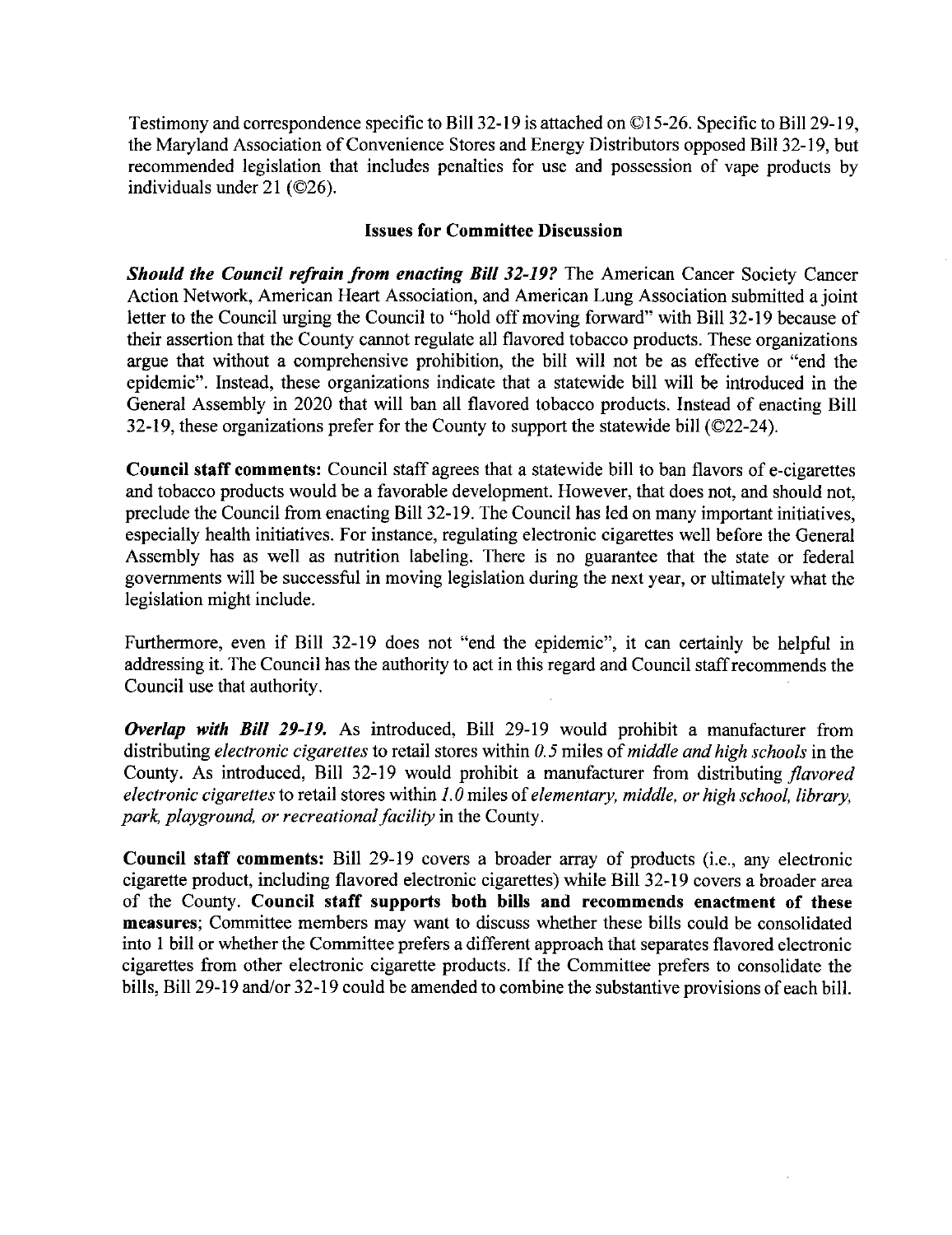Testimony and correspondence specific to Bill 32-19 is attached on ©15-26. Specific to Bill 29-19, the Maryland Association of Convenience Stores and Energy Distributors opposed Bill 32-19, but recommended legislation that includes penalties for use and possession of vape products by individuals under 21 (©26).

## Issues for Committee Discussion

***Should the Council refrain from enacting Bill 32-19?*** The American Cancer Society Cancer Action Network, American Heart Association, and American Lung Association submitted a joint letter to the Council urging the Council to "hold off moving forward" with Bill 32-19 because of their assertion that the County cannot regulate all flavored tobacco products. These organizations argue that without a comprehensive prohibition, the bill will not be as effective or "end the epidemic". Instead, these organizations indicate that a statewide bill will be introduced in the General Assembly in 2020 that will ban all flavored tobacco products. Instead of enacting Bill 32-19, these organizations prefer for the County to support the statewide bill (©22-24).

**Council staff comments:** Council staff agrees that a statewide bill to ban flavors of e-cigarettes and tobacco products would be a favorable development. However, that does not, and should not, preclude the Council from enacting Bill 32-19. The Council has led on many important initiatives, especially health initiatives. For instance, regulating electronic cigarettes well before the General Assembly has as well as nutrition labeling. There is no guarantee that the state or federal governments will be successful in moving legislation during the next year, or ultimately what the legislation might include.

Furthermore, even if Bill 32-19 does not "end the epidemic", it can certainly be helpful in addressing it. The Council has the authority to act in this regard and Council staff recommends the Council use that authority.

***Overlap with Bill 29-19.*** As introduced, Bill 29-19 would prohibit a manufacturer from distributing *electronic cigarettes* to retail stores within *0.5* miles of *middle and high schools* in the County. As introduced, Bill 32-19 would prohibit a manufacturer from distributing *flavored electronic cigarettes* to retail stores within *1.0* miles of *elementary, middle, or high school, library, park, playground, or recreational facility* in the County.

**Council staff comments:** Bill 29-19 covers a broader array of products (i.e., any electronic cigarette product, including flavored electronic cigarettes) while Bill 32-19 covers a broader area of the County. **Council staff supports both bills and recommends enactment of these measures**; Committee members may want to discuss whether these bills could be consolidated into 1 bill or whether the Committee prefers a different approach that separates flavored electronic cigarettes from other electronic cigarette products. If the Committee prefers to consolidate the bills, Bill 29-19 and/or 32-19 could be amended to combine the substantive provisions of each bill.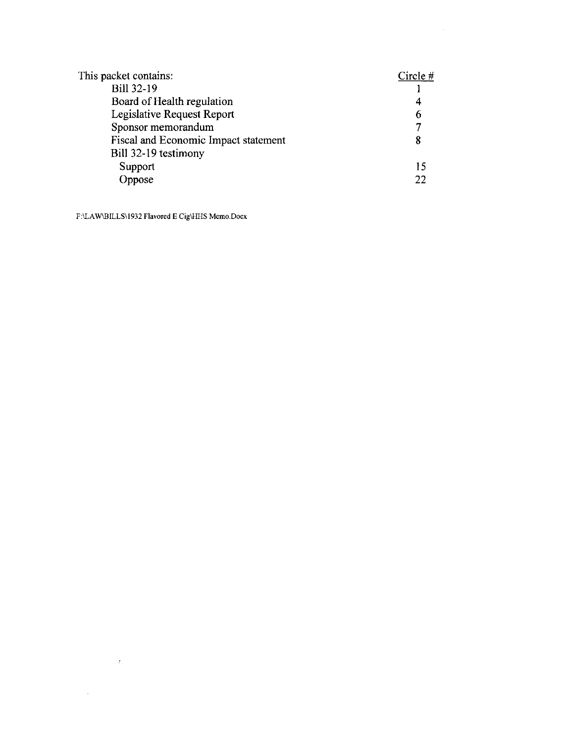| This packet contains: | Circle # |
|---|---|
| Bill 32-19 | 1 |
| Board of Health regulation | 4 |
| Legislative Request Report | 6 |
| Sponsor memorandum | 7 |
| Fiscal and Economic Impact statement | 8 |
| Bill 32-19 testimony | |
| Support | 15 |
| Oppose | 22 |

F:\LAW\BILLS\1932 Flavored E Cig\HHS Memo.Docx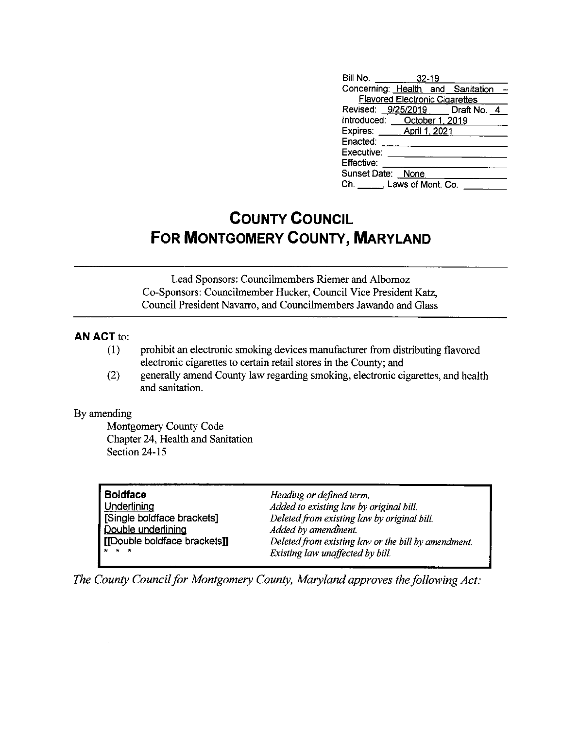| | |
|---|---|
| Bill No. | 32-19 |
| Concerning: | Health and Sanitation – Flavored Electronic Cigarettes |
| Revised: | 9/25/2019 Draft No. 4 |
| Introduced: | October 1, 2019 |
| Expires: | April 1, 2021 |
| Enacted: | |
| Executive: | |
| Effective: | |
| Sunset Date: | None |
| Ch. ____, Laws of Mont. Co. | |

# County Council For Montgomery County, Maryland

Lead Sponsors: Councilmembers Riemer and Albornoz
Co-Sponsors: Councilmember Hucker, Council Vice President Katz, Council President Navarro, and Councilmembers Jawando and Glass

**AN ACT** to:

(1) prohibit an electronic smoking devices manufacturer from distributing flavored electronic cigarettes to certain retail stores in the County; and

(2) generally amend County law regarding smoking, electronic cigarettes, and health and sanitation.

By amending
Montgomery County Code
Chapter 24, Health and Sanitation
Section 24-15

| | |
|---|---|
| **Boldface** | *Heading or defined term.* |
| Underlining | *Added to existing law by original bill.* |
| [Single boldface brackets] | *Deleted from existing law by original bill.* |
| Double underlining | *Added by amendment.* |
| [[Double boldface brackets]] | *Deleted from existing law or the bill by amendment.* |
| * * * | *Existing law unaffected by bill.* |

*The County Council for Montgomery County, Maryland approves the following Act:*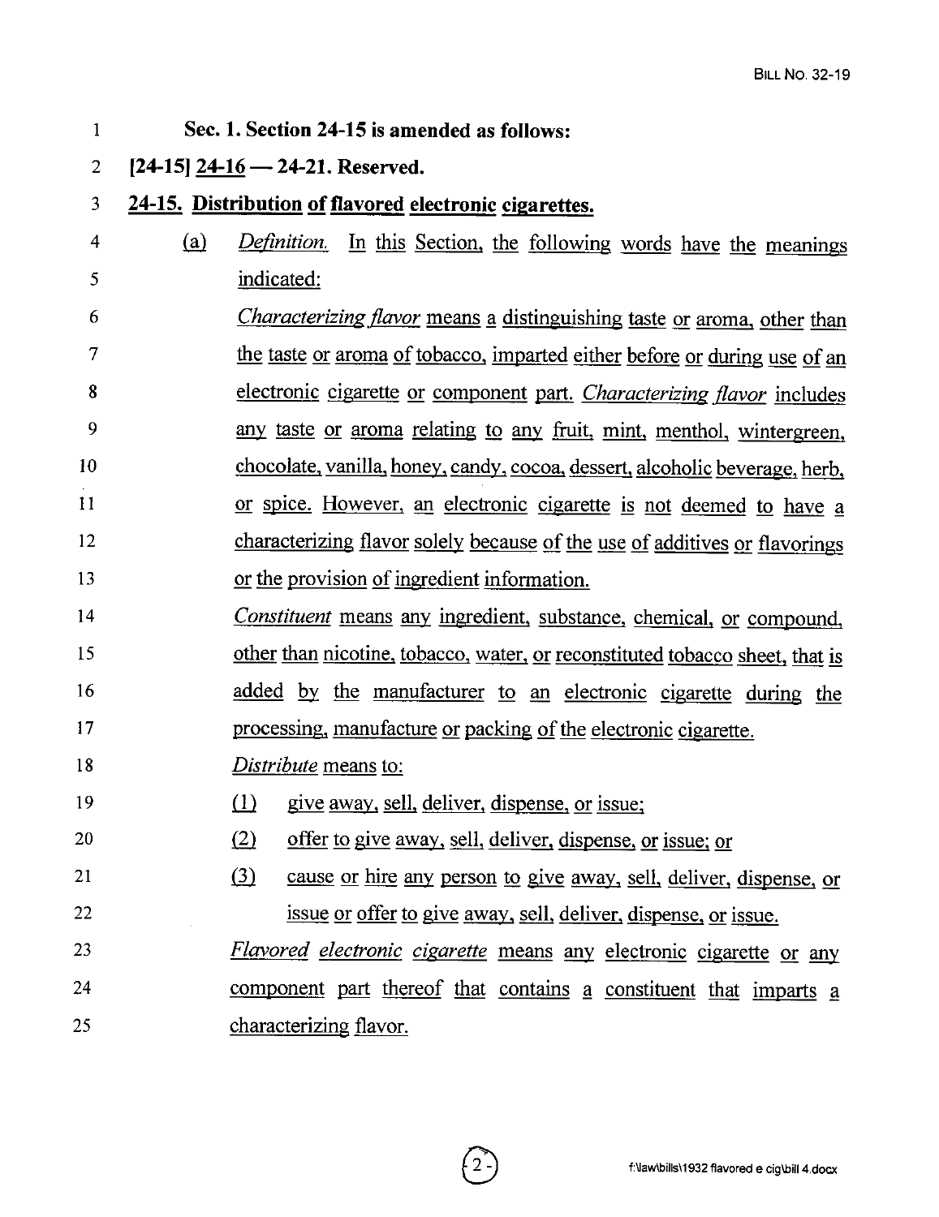**Sec. 1. Section 24-15 is amended as follows:**

**[24-15] 24-16 — 24-21. Reserved.**

**24-15. Distribution of flavored electronic cigarettes.**

(a) *Definition.* In this Section, the following words have the meanings indicated:

*Characterizing flavor* means a distinguishing taste or aroma, other than the taste or aroma of tobacco, imparted either before or during use of an electronic cigarette or component part. *Characterizing flavor* includes any taste or aroma relating to any fruit, mint, menthol, wintergreen, chocolate, vanilla, honey, candy, cocoa, dessert, alcoholic beverage, herb, or spice. However, an electronic cigarette is not deemed to have a characterizing flavor solely because of the use of additives or flavorings or the provision of ingredient information.

*Constituent* means any ingredient, substance, chemical, or compound, other than nicotine, tobacco, water, or reconstituted tobacco sheet, that is added by the manufacturer to an electronic cigarette during the processing, manufacture or packing of the electronic cigarette.

*Distribute* means to:

(1) give away, sell, deliver, dispense, or issue;

(2) offer to give away, sell, deliver, dispense, or issue; or

(3) cause or hire any person to give away, sell, deliver, dispense, or issue or offer to give away, sell, deliver, dispense, or issue.

*Flavored electronic cigarette* means any electronic cigarette or any component part thereof that contains a constituent that imparts a characterizing flavor.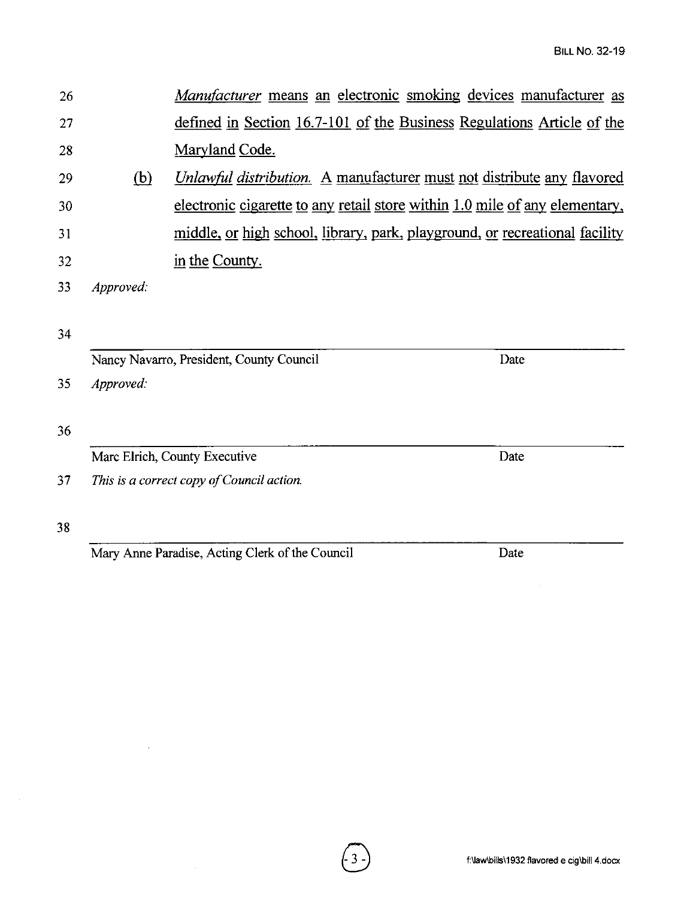*Manufacturer* means an electronic smoking devices manufacturer as defined in Section 16.7-101 of the Business Regulations Article of the Maryland Code.

(b) *Unlawful distribution.* A manufacturer must not distribute any flavored electronic cigarette to any retail store within 1.0 mile of any elementary, middle, or high school, library, park, playground, or recreational facility in the County.

*Approved:*

Nancy Navarro, President, County Council — Date

*Approved:*

Marc Elrich, County Executive — Date

*This is a correct copy of Council action.*

Mary Anne Paradise, Acting Clerk of the Council — Date

f:\law\bills\1932 flavored e cig\bill 4.docx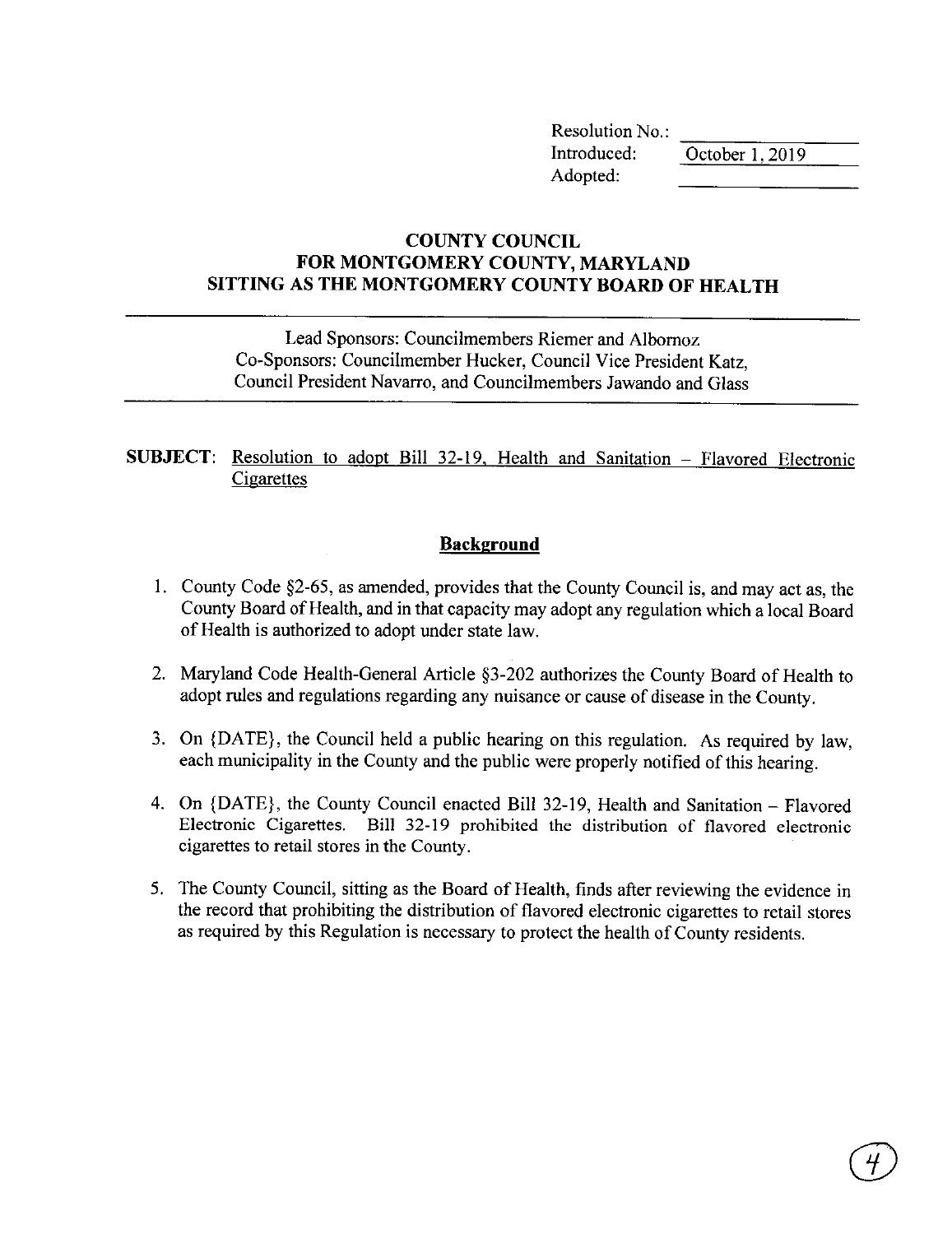Resolution No.: \_\_\_\_\_\_\_\_\_\_
Introduced: October 1, 2019
Adopted: \_\_\_\_\_\_\_\_\_\_

**COUNTY COUNCIL**
**FOR MONTGOMERY COUNTY, MARYLAND**
**SITTING AS THE MONTGOMERY COUNTY BOARD OF HEALTH**

---

Lead Sponsors: Councilmembers Riemer and Albornoz
Co-Sponsors: Councilmember Hucker, Council Vice President Katz, Council President Navarro, and Councilmembers Jawando and Glass

---

**SUBJECT**: Resolution to adopt Bill 32-19, Health and Sanitation – Flavored Electronic Cigarettes

## Background

1. County Code §2-65, as amended, provides that the County Council is, and may act as, the County Board of Health, and in that capacity may adopt any regulation which a local Board of Health is authorized to adopt under state law.

2. Maryland Code Health-General Article §3-202 authorizes the County Board of Health to adopt rules and regulations regarding any nuisance or cause of disease in the County.

3. On {DATE}, the Council held a public hearing on this regulation. As required by law, each municipality in the County and the public were properly notified of this hearing.

4. On {DATE}, the County Council enacted Bill 32-19, Health and Sanitation – Flavored Electronic Cigarettes. Bill 32-19 prohibited the distribution of flavored electronic cigarettes to retail stores in the County.

5. The County Council, sitting as the Board of Health, finds after reviewing the evidence in the record that prohibiting the distribution of flavored electronic cigarettes to retail stores as required by this Regulation is necessary to protect the health of County residents.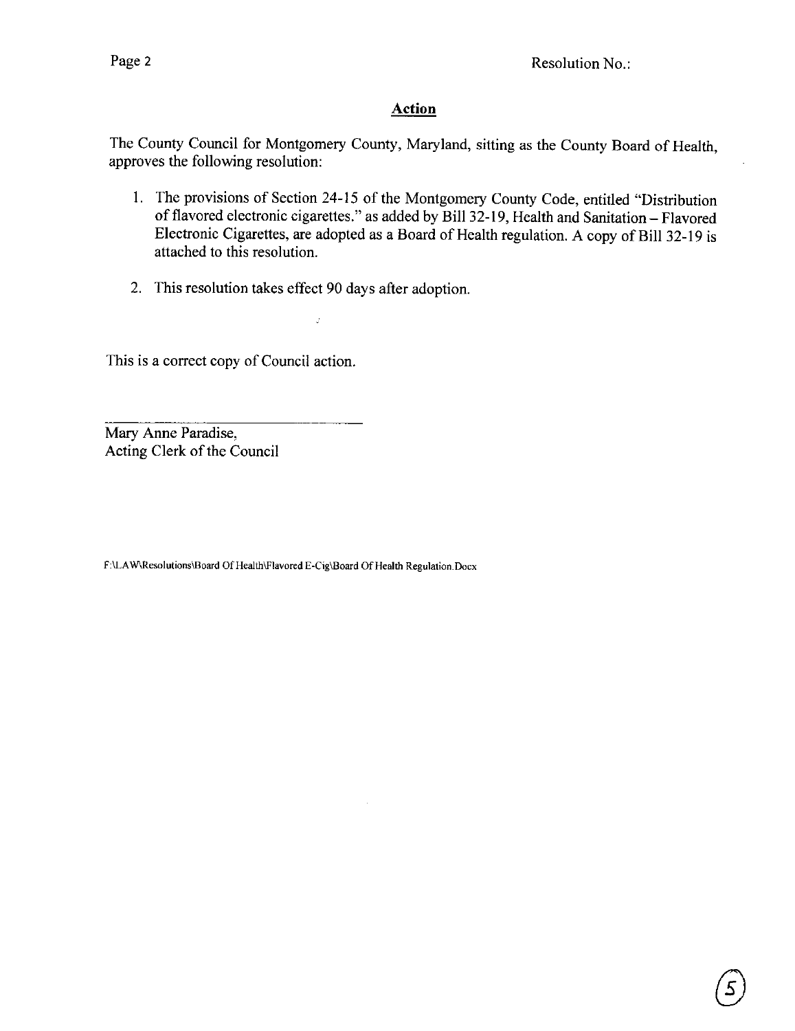Resolution No.:

## Action

The County Council for Montgomery County, Maryland, sitting as the County Board of Health, approves the following resolution:

1. The provisions of Section 24-15 of the Montgomery County Code, entitled "Distribution of flavored electronic cigarettes." as added by Bill 32-19, Health and Sanitation – Flavored Electronic Cigarettes, are adopted as a Board of Health regulation. A copy of Bill 32-19 is attached to this resolution.

2. This resolution takes effect 90 days after adoption.

This is a correct copy of Council action.

Mary Anne Paradise,
Acting Clerk of the Council

F:\LAW\Resolutions\Board Of Health\Flavored E-Cig\Board Of Health Regulation.Docx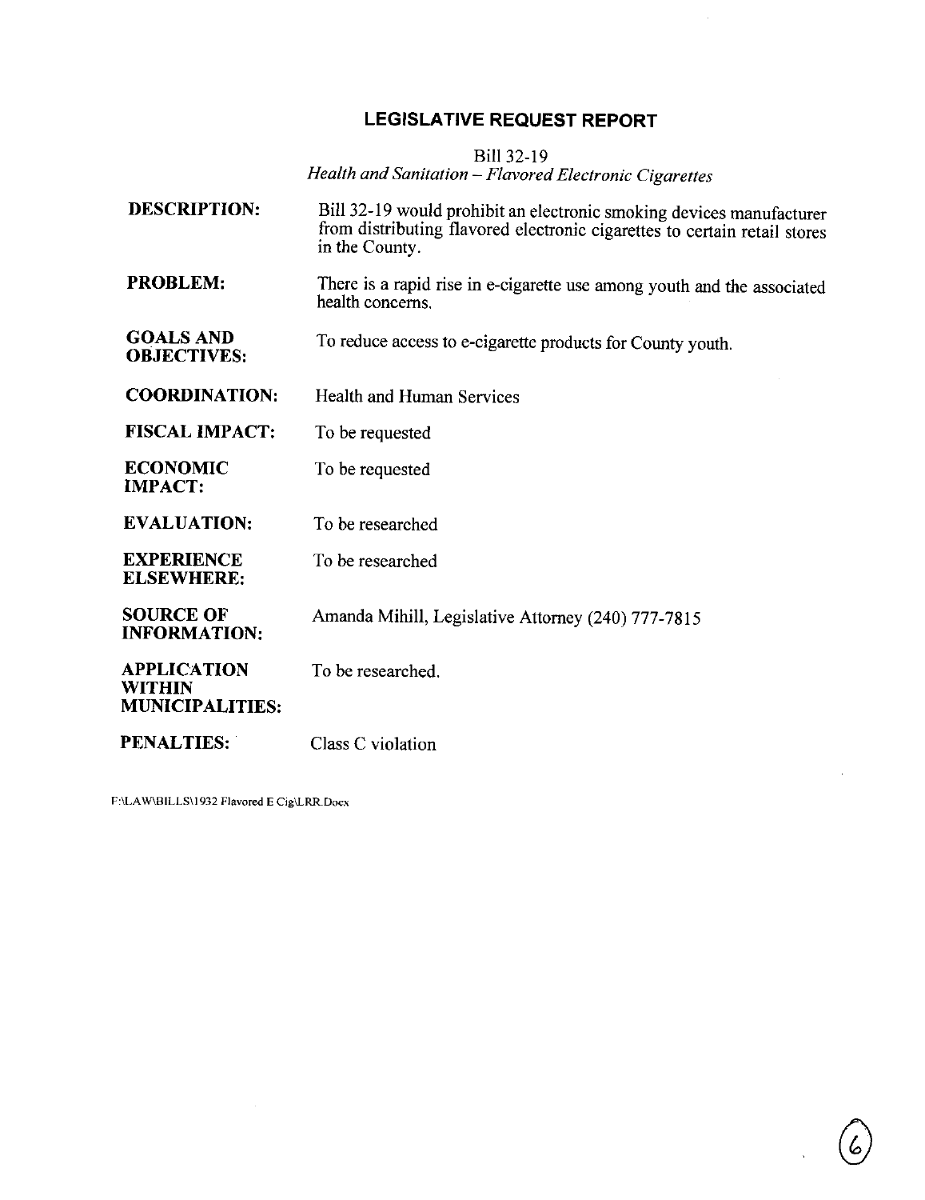# LEGISLATIVE REQUEST REPORT

Bill 32-19
*Health and Sanitation – Flavored Electronic Cigarettes*

**DESCRIPTION:** Bill 32-19 would prohibit an electronic smoking devices manufacturer from distributing flavored electronic cigarettes to certain retail stores in the County.

**PROBLEM:** There is a rapid rise in e-cigarette use among youth and the associated health concerns.

**GOALS AND OBJECTIVES:** To reduce access to e-cigarette products for County youth.

**COORDINATION:** Health and Human Services

**FISCAL IMPACT:** To be requested

**ECONOMIC IMPACT:** To be requested

**EVALUATION:** To be researched

**EXPERIENCE ELSEWHERE:** To be researched

**SOURCE OF INFORMATION:** Amanda Mihill, Legislative Attorney (240) 777-7815

**APPLICATION WITHIN MUNICIPALITIES:** To be researched.

**PENALTIES:** Class C violation

F:\LAW\BILLS\1932 Flavored E Cig\LRR.Docx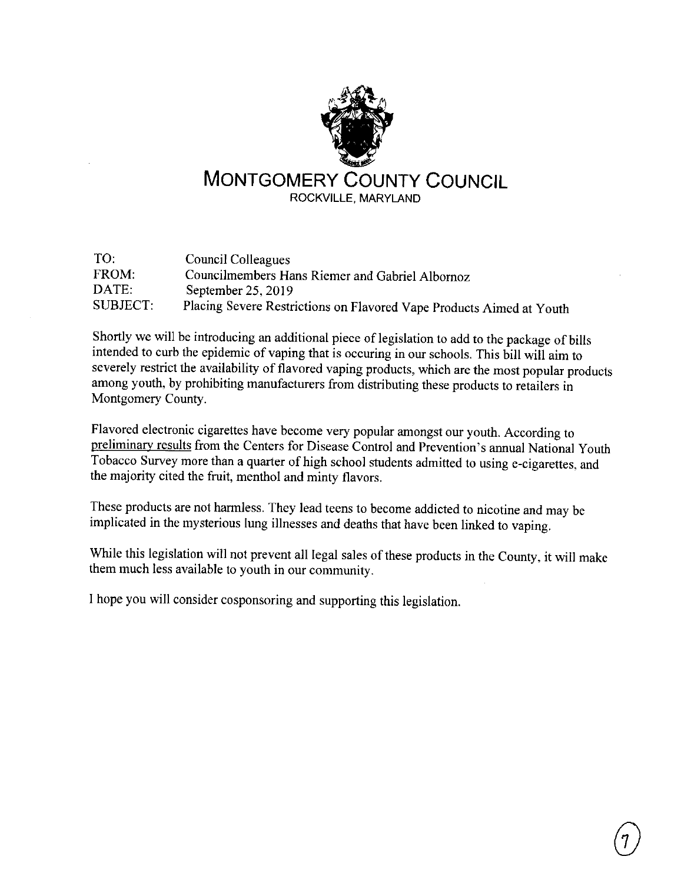# MONTGOMERY COUNTY COUNCIL

ROCKVILLE, MARYLAND

TO: Council Colleagues
FROM: Councilmembers Hans Riemer and Gabriel Albornoz
DATE: September 25, 2019
SUBJECT: Placing Severe Restrictions on Flavored Vape Products Aimed at Youth

Shortly we will be introducing an additional piece of legislation to add to the package of bills intended to curb the epidemic of vaping that is occuring in our schools. This bill will aim to severely restrict the availability of flavored vaping products, which are the most popular products among youth, by prohibiting manufacturers from distributing these products to retailers in Montgomery County.

Flavored electronic cigarettes have become very popular amongst our youth. According to preliminary results from the Centers for Disease Control and Prevention's annual National Youth Tobacco Survey more than a quarter of high school students admitted to using e-cigarettes, and the majority cited the fruit, menthol and minty flavors.

These products are not harmless. They lead teens to become addicted to nicotine and may be implicated in the mysterious lung illnesses and deaths that have been linked to vaping.

While this legislation will not prevent all legal sales of these products in the County, it will make them much less available to youth in our community.

I hope you will consider cosponsoring and supporting this legislation.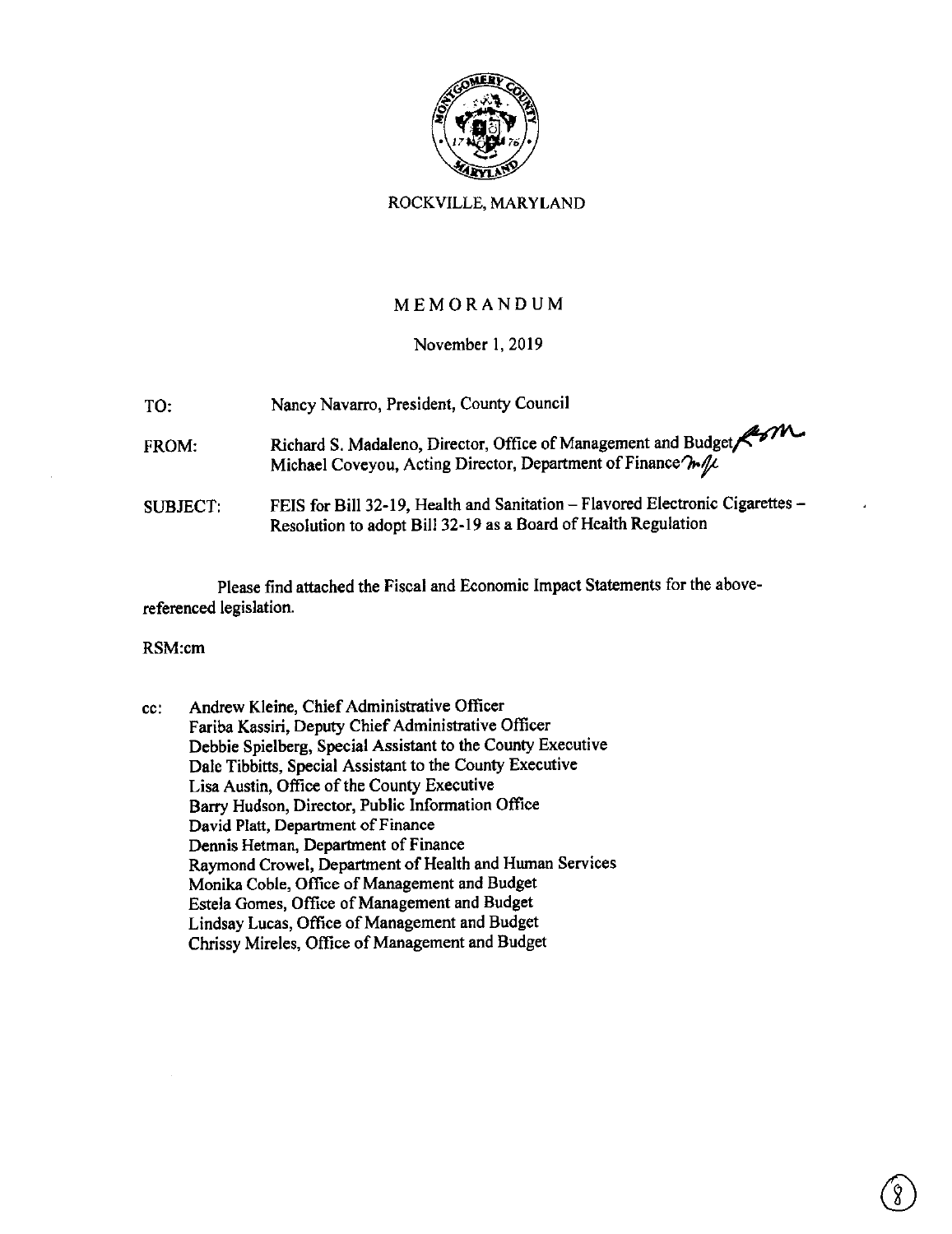ROCKVILLE, MARYLAND

# MEMORANDUM

November 1, 2019

TO: Nancy Navarro, President, County Council

FROM: Richard S. Madaleno, Director, Office of Management and Budget
Michael Coveyou, Acting Director, Department of Finance

SUBJECT: FEIS for Bill 32-19, Health and Sanitation – Flavored Electronic Cigarettes – Resolution to adopt Bill 32-19 as a Board of Health Regulation

Please find attached the Fiscal and Economic Impact Statements for the above-referenced legislation.

RSM:cm

cc: Andrew Kleine, Chief Administrative Officer
Fariba Kassiri, Deputy Chief Administrative Officer
Debbie Spielberg, Special Assistant to the County Executive
Dale Tibbitts, Special Assistant to the County Executive
Lisa Austin, Office of the County Executive
Barry Hudson, Director, Public Information Office
David Platt, Department of Finance
Dennis Hetman, Department of Finance
Raymond Crowel, Department of Health and Human Services
Monika Coble, Office of Management and Budget
Estela Gomes, Office of Management and Budget
Lindsay Lucas, Office of Management and Budget
Chrissy Mireles, Office of Management and Budget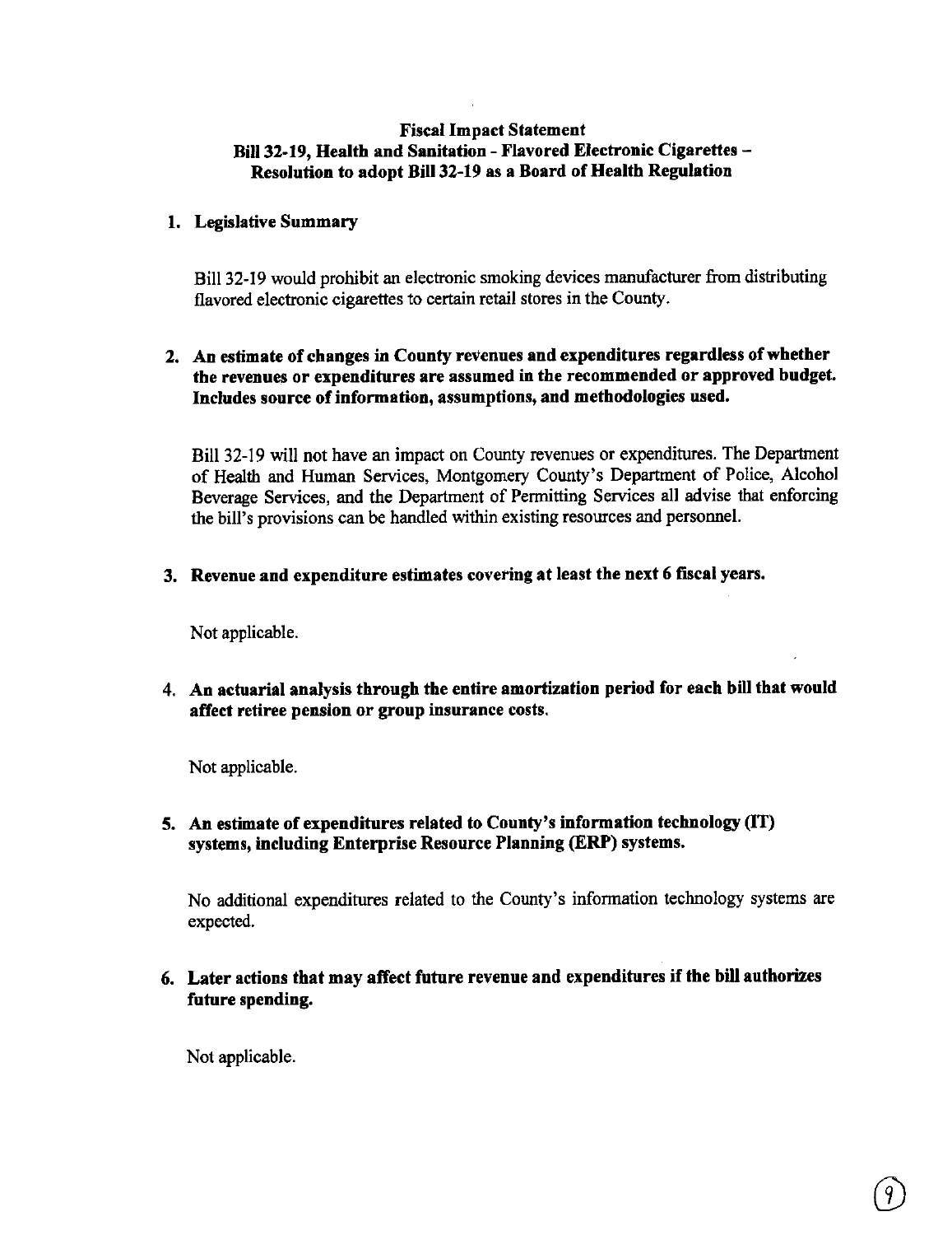**Fiscal Impact Statement**
**Bill 32-19, Health and Sanitation - Flavored Electronic Cigarettes –**
**Resolution to adopt Bill 32-19 as a Board of Health Regulation**

1. **Legislative Summary**

   Bill 32-19 would prohibit an electronic smoking devices manufacturer from distributing flavored electronic cigarettes to certain retail stores in the County.

2. **An estimate of changes in County revenues and expenditures regardless of whether the revenues or expenditures are assumed in the recommended or approved budget. Includes source of information, assumptions, and methodologies used.**

   Bill 32-19 will not have an impact on County revenues or expenditures. The Department of Health and Human Services, Montgomery County's Department of Police, Alcohol Beverage Services, and the Department of Permitting Services all advise that enforcing the bill's provisions can be handled within existing resources and personnel.

3. **Revenue and expenditure estimates covering at least the next 6 fiscal years.**

   Not applicable.

4. **An actuarial analysis through the entire amortization period for each bill that would affect retiree pension or group insurance costs.**

   Not applicable.

5. **An estimate of expenditures related to County's information technology (IT) systems, including Enterprise Resource Planning (ERP) systems.**

   No additional expenditures related to the County's information technology systems are expected.

6. **Later actions that may affect future revenue and expenditures if the bill authorizes future spending.**

   Not applicable.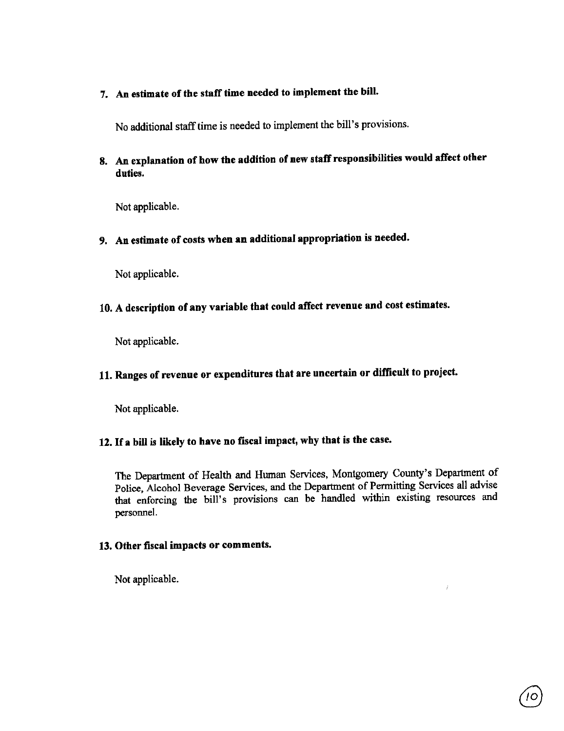**7. An estimate of the staff time needed to implement the bill.**

No additional staff time is needed to implement the bill's provisions.

**8. An explanation of how the addition of new staff responsibilities would affect other duties.**

Not applicable.

**9. An estimate of costs when an additional appropriation is needed.**

Not applicable.

**10. A description of any variable that could affect revenue and cost estimates.**

Not applicable.

**11. Ranges of revenue or expenditures that are uncertain or difficult to project.**

Not applicable.

**12. If a bill is likely to have no fiscal impact, why that is the case.**

The Department of Health and Human Services, Montgomery County's Department of Police, Alcohol Beverage Services, and the Department of Permitting Services all advise that enforcing the bill's provisions can be handled within existing resources and personnel.

**13. Other fiscal impacts or comments.**

Not applicable.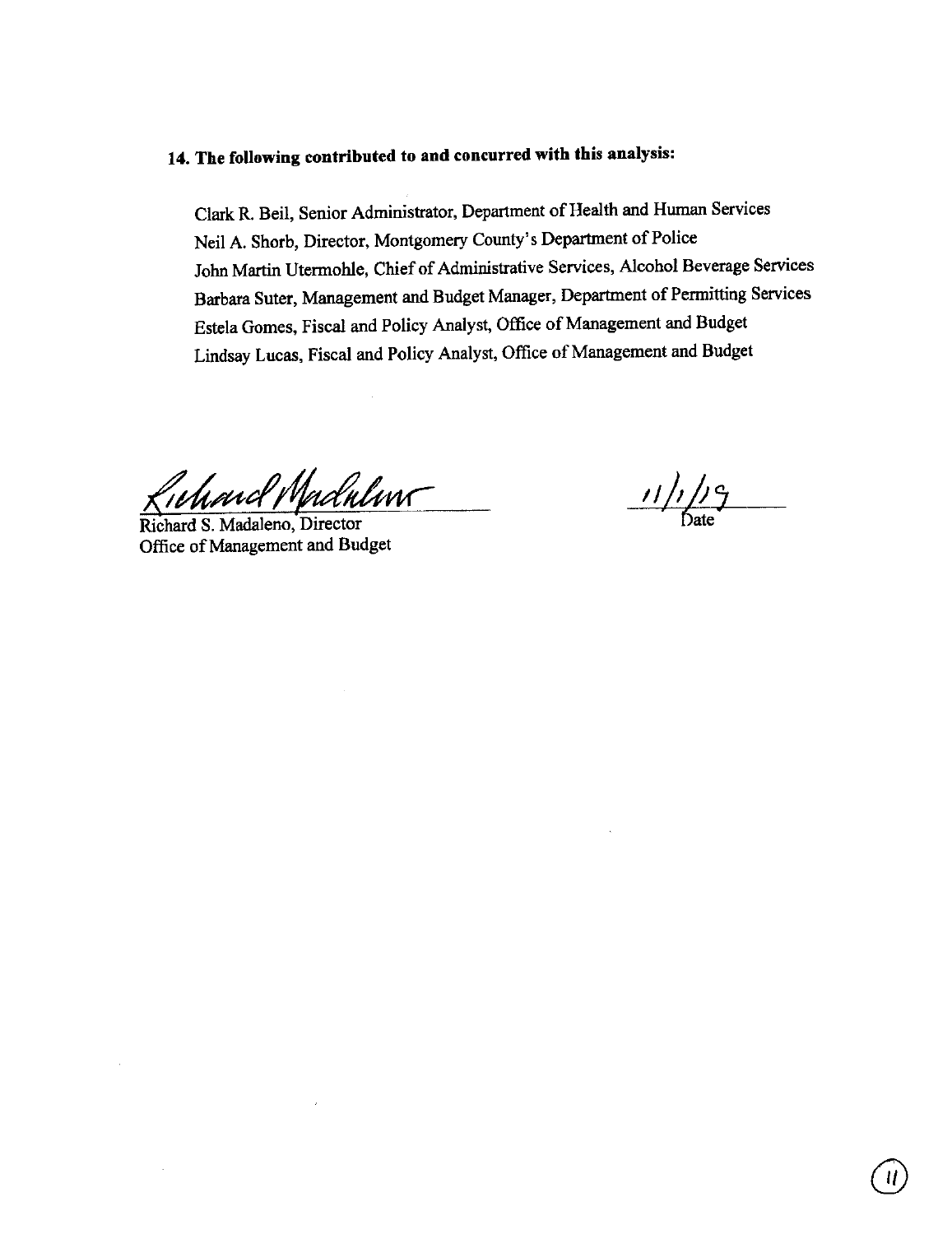**14. The following contributed to and concurred with this analysis:**

Clark R. Beil, Senior Administrator, Department of Health and Human Services
Neil A. Shorb, Director, Montgomery County's Department of Police
John Martin Utermohle, Chief of Administrative Services, Alcohol Beverage Services
Barbara Suter, Management and Budget Manager, Department of Permitting Services
Estela Gomes, Fiscal and Policy Analyst, Office of Management and Budget
Lindsay Lucas, Fiscal and Policy Analyst, Office of Management and Budget

Richard S. Madaleno, Director
Office of Management and Budget

11/1/19
Date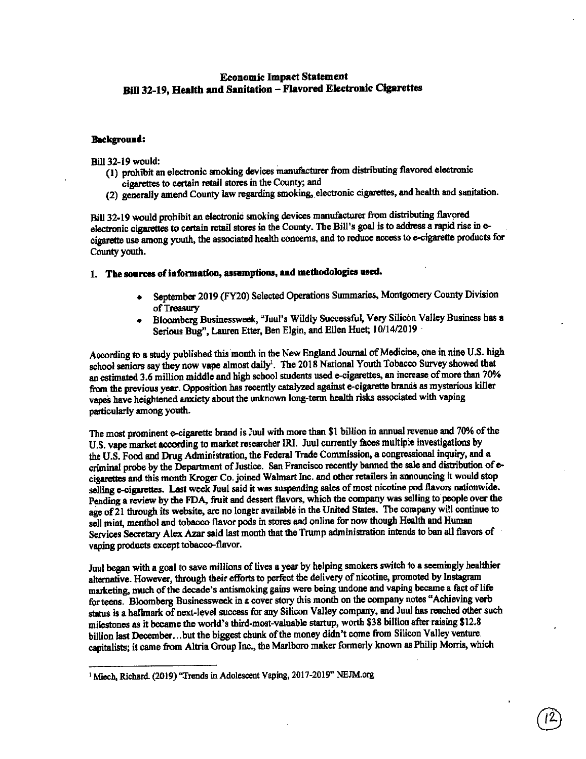## Economic Impact Statement
## Bill 32-19, Health and Sanitation – Flavored Electronic Cigarettes

**Background:**

Bill 32-19 would:

(1) prohibit an electronic smoking devices manufacturer from distributing flavored electronic cigarettes to certain retail stores in the County; and
(2) generally amend County law regarding smoking, electronic cigarettes, and health and sanitation.

Bill 32-19 would prohibit an electronic smoking devices manufacturer from distributing flavored electronic cigarettes to certain retail stores in the County. The Bill's goal is to address a rapid rise in e-cigarette use among youth, the associated health concerns, and to reduce access to e-cigarette products for County youth.

### 1. The sources of information, assumptions, and methodologies used.

- September 2019 (FY20) Selected Operations Summaries, Montgomery County Division of Treasury
- Bloomberg Businessweek, "Juul's Wildly Successful, Very Silicon Valley Business has a Serious Bug", Lauren Etter, Ben Elgin, and Ellen Huet; 10/14/2019

According to a study published this month in the New England Journal of Medicine, one in nine U.S. high school seniors say they now vape almost daily[1]. The 2018 National Youth Tobacco Survey showed that an estimated 3.6 million middle and high school students used e-cigarettes, an increase of more than 70% from the previous year. Opposition has recently catalyzed against e-cigarette brands as mysterious killer vapes have heightened anxiety about the unknown long-term health risks associated with vaping particularly among youth.

The most prominent e-cigarette brand is Juul with more than $1 billion in annual revenue and 70% of the U.S. vape market according to market researcher IRI. Juul currently faces multiple investigations by the U.S. Food and Drug Administration, the Federal Trade Commission, a congressional inquiry, and a criminal probe by the Department of Justice. San Francisco recently banned the sale and distribution of e-cigarettes and this month Kroger Co. joined Walmart Inc. and other retailers in announcing it would stop selling e-cigarettes. Last week Juul said it was suspending sales of most nicotine pod flavors nationwide. Pending a review by the FDA, fruit and dessert flavors, which the company was selling to people over the age of 21 through its website, are no longer available in the United States. The company will continue to sell mint, menthol and tobacco flavor pods in stores and online for now though Health and Human Services Secretary Alex Azar said last month that the Trump administration intends to ban all flavors of vaping products except tobacco-flavor.

Juul began with a goal to save millions of lives a year by helping smokers switch to a seemingly healthier alternative. However, through their efforts to perfect the delivery of nicotine, promoted by Instagram marketing, much of the decade's antismoking gains were being undone and vaping became a fact of life for teens. Bloomberg Businessweek in a cover story this month on the company notes "Achieving verb status is a hallmark of next-level success for any Silicon Valley company, and Juul has reached other such milestones as it became the world's third-most-valuable startup, worth $38 billion after raising $12.8 billion last December…but the biggest chunk of the money didn't come from Silicon Valley venture capitalists; it came from Altria Group Inc., the Marlboro maker formerly known as Philip Morris, which

---

[1] Miech, Richard. (2019) "Trends in Adolescent Vaping, 2017-2019" NEJM.org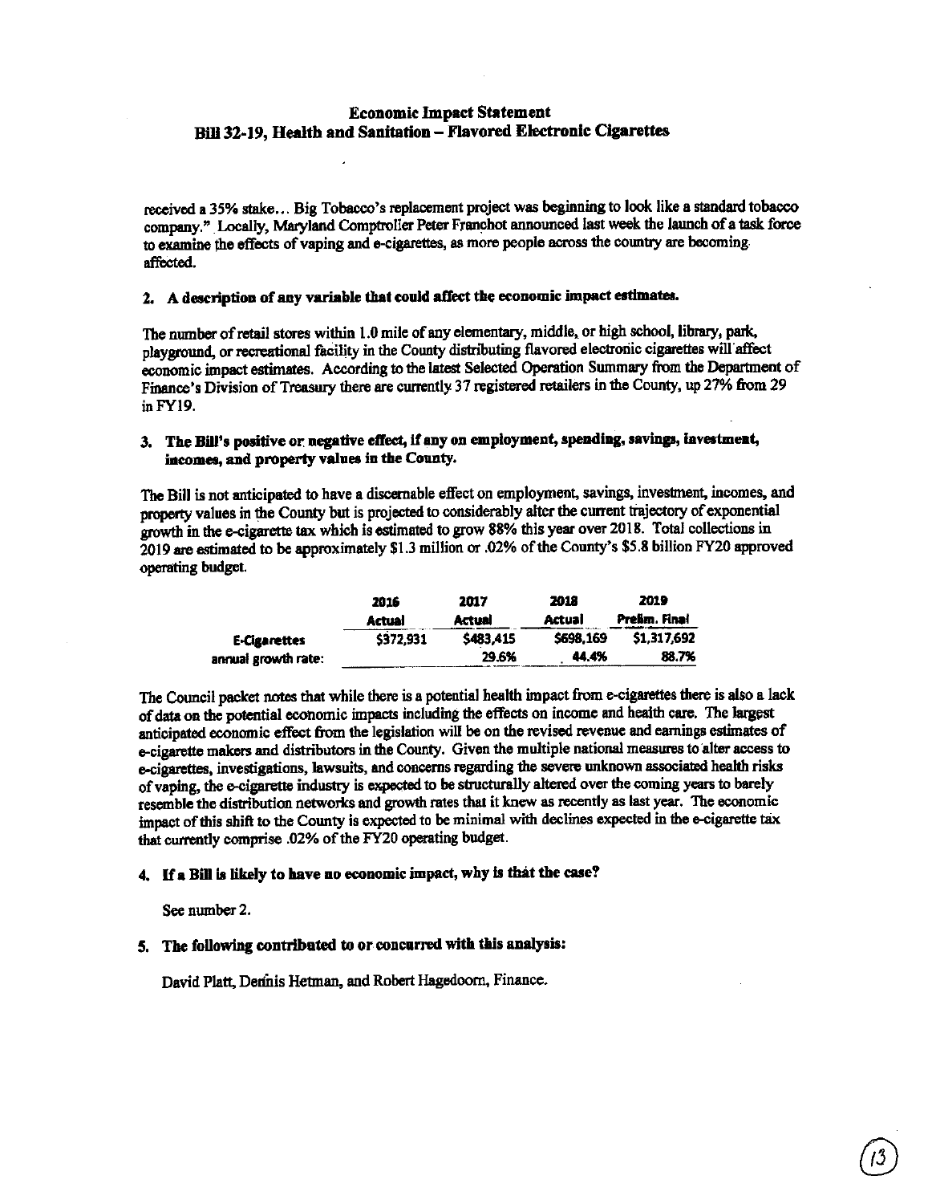# Economic Impact Statement
## Bill 32-19, Health and Sanitation – Flavored Electronic Cigarettes

received a 35% stake… Big Tobacco's replacement project was beginning to look like a standard tobacco company." Locally, Maryland Comptroller Peter Franchot announced last week the launch of a task force to examine the effects of vaping and e-cigarettes, as more people across the country are becoming affected.

### 2. A description of any variable that could affect the economic impact estimates.

The number of retail stores within 1.0 mile of any elementary, middle, or high school, library, park, playground, or recreational facility in the County distributing flavored electronic cigarettes will affect economic impact estimates. According to the latest Selected Operation Summary from the Department of Finance's Division of Treasury there are currently 37 registered retailers in the County, up 27% from 29 in FY19.

### 3. The Bill's positive or negative effect, if any on employment, spending, savings, investment, incomes, and property values in the County.

The Bill is not anticipated to have a discernable effect on employment, savings, investment, incomes, and property values in the County but is projected to considerably alter the current trajectory of exponential growth in the e-cigarette tax which is estimated to grow 88% this year over 2018. Total collections in 2019 are estimated to be approximately $1.3 million or .02% of the County's $5.8 billion FY20 approved operating budget.

| | 2016 Actual | 2017 Actual | 2018 Actual | 2019 Prelim. Final |
|---|---|---|---|---|
| **E-Cigarettes** | $372,931 | $483,415 | $698,169 | $1,317,692 |
| annual growth rate: | | 29.6% | 44.4% | 88.7% |

The Council packet notes that while there is a potential health impact from e-cigarettes there is also a lack of data on the potential economic impacts including the effects on income and health care. The largest anticipated economic effect from the legislation will be on the revised revenue and earnings estimates of e-cigarette makers and distributors in the County. Given the multiple national measures to alter access to e-cigarettes, investigations, lawsuits, and concerns regarding the severe unknown associated health risks of vaping, the e-cigarette industry is expected to be structurally altered over the coming years to barely resemble the distribution networks and growth rates that it knew as recently as last year. The economic impact of this shift to the County is expected to be minimal with declines expected in the e-cigarette tax that currently comprise .02% of the FY20 operating budget.

### 4. If a Bill is likely to have no economic impact, why is that the case?

See number 2.

### 5. The following contributed to or concurred with this analysis:

David Platt, Dennis Hetman, and Robert Hagedoorn, Finance.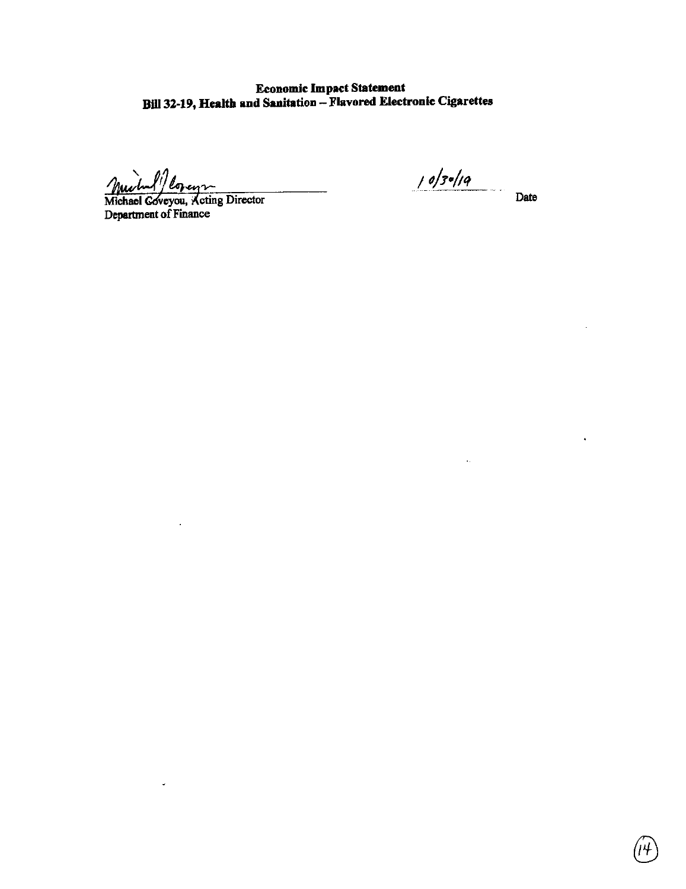**Economic Impact Statement**
**Bill 32-19, Health and Sanitation – Flavored Electronic Cigarettes**

Michael Coveyou, Acting Director
Department of Finance

10/30/19
Date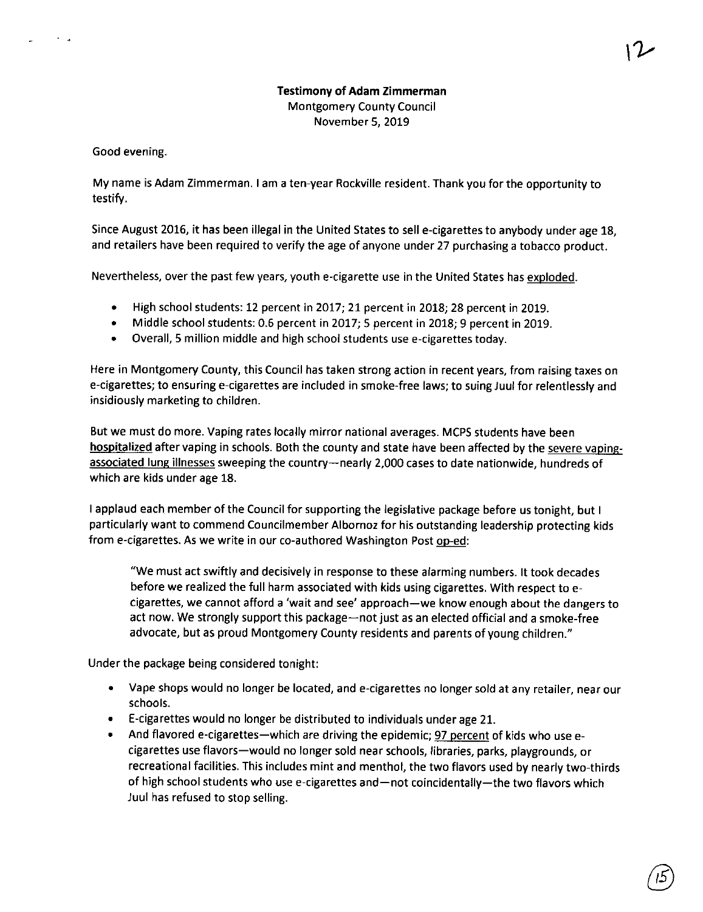**Testimony of Adam Zimmerman**
Montgomery County Council
November 5, 2019

Good evening.

My name is Adam Zimmerman. I am a ten-year Rockville resident. Thank you for the opportunity to testify.

Since August 2016, it has been illegal in the United States to sell e-cigarettes to anybody under age 18, and retailers have been required to verify the age of anyone under 27 purchasing a tobacco product.

Nevertheless, over the past few years, youth e-cigarette use in the United States has exploded.

- High school students: 12 percent in 2017; 21 percent in 2018; 28 percent in 2019.
- Middle school students: 0.6 percent in 2017; 5 percent in 2018; 9 percent in 2019.
- Overall, 5 million middle and high school students use e-cigarettes today.

Here in Montgomery County, this Council has taken strong action in recent years, from raising taxes on e-cigarettes; to ensuring e-cigarettes are included in smoke-free laws; to suing Juul for relentlessly and insidiously marketing to children.

But we must do more. Vaping rates locally mirror national averages. MCPS students have been **hospitalized** after vaping in schools. Both the county and state have been affected by the severe vaping-associated lung illnesses sweeping the country—nearly 2,000 cases to date nationwide, hundreds of which are kids under age 18.

I applaud each member of the Council for supporting the legislative package before us tonight, but I particularly want to commend Councilmember Albornoz for his outstanding leadership protecting kids from e-cigarettes. As we write in our co-authored Washington Post op-ed:

> "We must act swiftly and decisively in response to these alarming numbers. It took decades before we realized the full harm associated with kids using cigarettes. With respect to e-cigarettes, we cannot afford a 'wait and see' approach—we know enough about the dangers to act now. We strongly support this package—not just as an elected official and a smoke-free advocate, but as proud Montgomery County residents and parents of young children."

Under the package being considered tonight:

- Vape shops would no longer be located, and e-cigarettes no longer sold at any retailer, near our schools.
- E-cigarettes would no longer be distributed to individuals under age 21.
- And flavored e-cigarettes—which are driving the epidemic; 97 percent of kids who use e-cigarettes use flavors—would no longer sold near schools, libraries, parks, playgrounds, or recreational facilities. This includes mint and menthol, the two flavors used by nearly two-thirds of high school students who use e-cigarettes and—not coincidentally—the two flavors which Juul has refused to stop selling.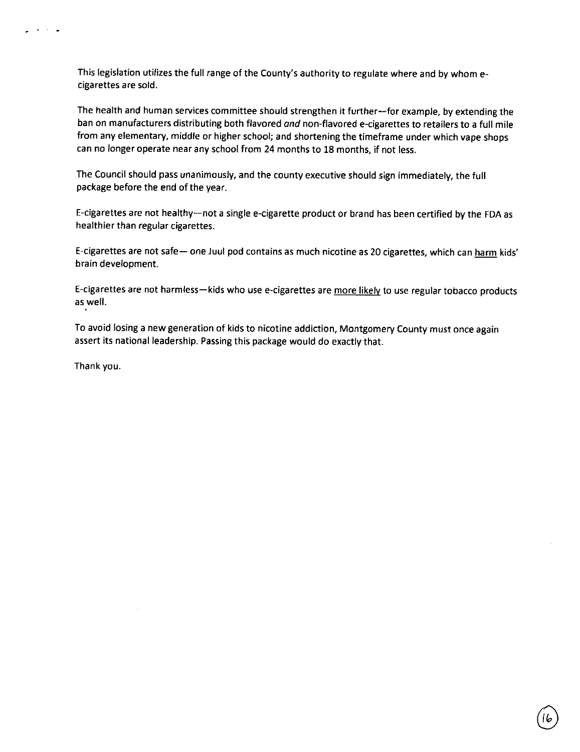This legislation utilizes the full range of the County's authority to regulate where and by whom e-cigarettes are sold.

The health and human services committee should strengthen it further—for example, by extending the ban on manufacturers distributing both flavored *and* non-flavored e-cigarettes to retailers to a full mile from any elementary, middle or higher school; and shortening the timeframe under which vape shops can no longer operate near any school from 24 months to 18 months, if not less.

The Council should pass unanimously, and the county executive should sign immediately, the full package before the end of the year.

E-cigarettes are not healthy—not a single e-cigarette product or brand has been certified by the FDA as healthier than regular cigarettes.

E-cigarettes are not safe— one Juul pod contains as much nicotine as 20 cigarettes, which can <u>harm</u> kids' brain development.

E-cigarettes are not harmless—kids who use e-cigarettes are <u>more likely</u> to use regular tobacco products as well.

To avoid losing a new generation of kids to nicotine addiction, Montgomery County must once again assert its national leadership. Passing this package would do exactly that.

Thank you.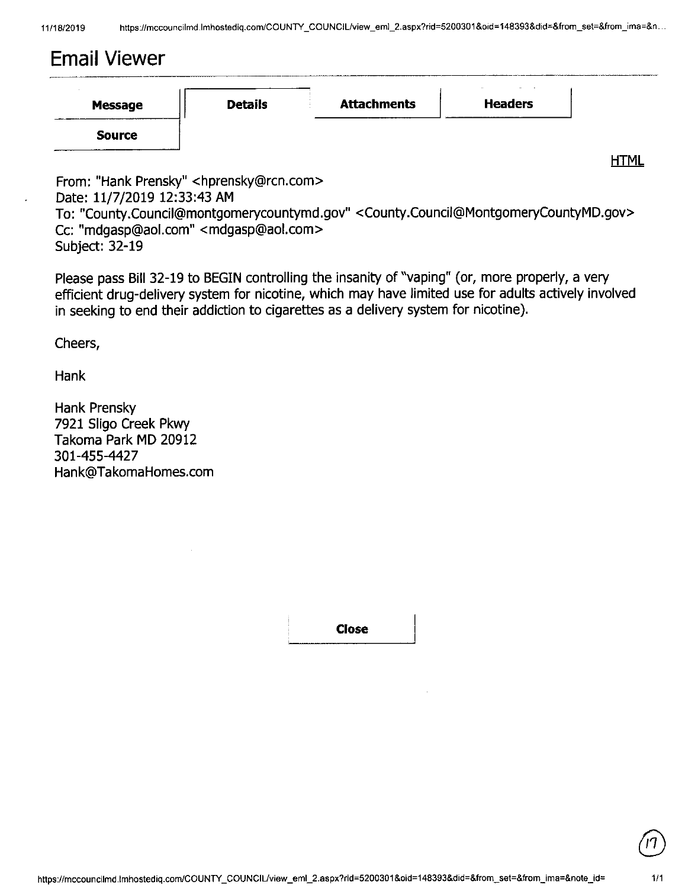# Email Viewer

| Message | Details | Attachments | Headers |
| --- | --- | --- | --- |
| Source | | | |

HTML

From: "Hank Prensky" <hprensky@rcn.com>
Date: 11/7/2019 12:33:43 AM
To: "County.Council@montgomerycountymd.gov" <County.Council@MontgomeryCountyMD.gov>
Cc: "mdgasp@aol.com" <mdgasp@aol.com>
Subject: 32-19

Please pass Bill 32-19 to BEGIN controlling the insanity of "vaping" (or, more properly, a very efficient drug-delivery system for nicotine, which may have limited use for adults actively involved in seeking to end their addiction to cigarettes as a delivery system for nicotine).

Cheers,

Hank

Hank Prensky
7921 Sligo Creek Pkwy
Takoma Park MD 20912
301-455-4427
Hank@TakomaHomes.com

Close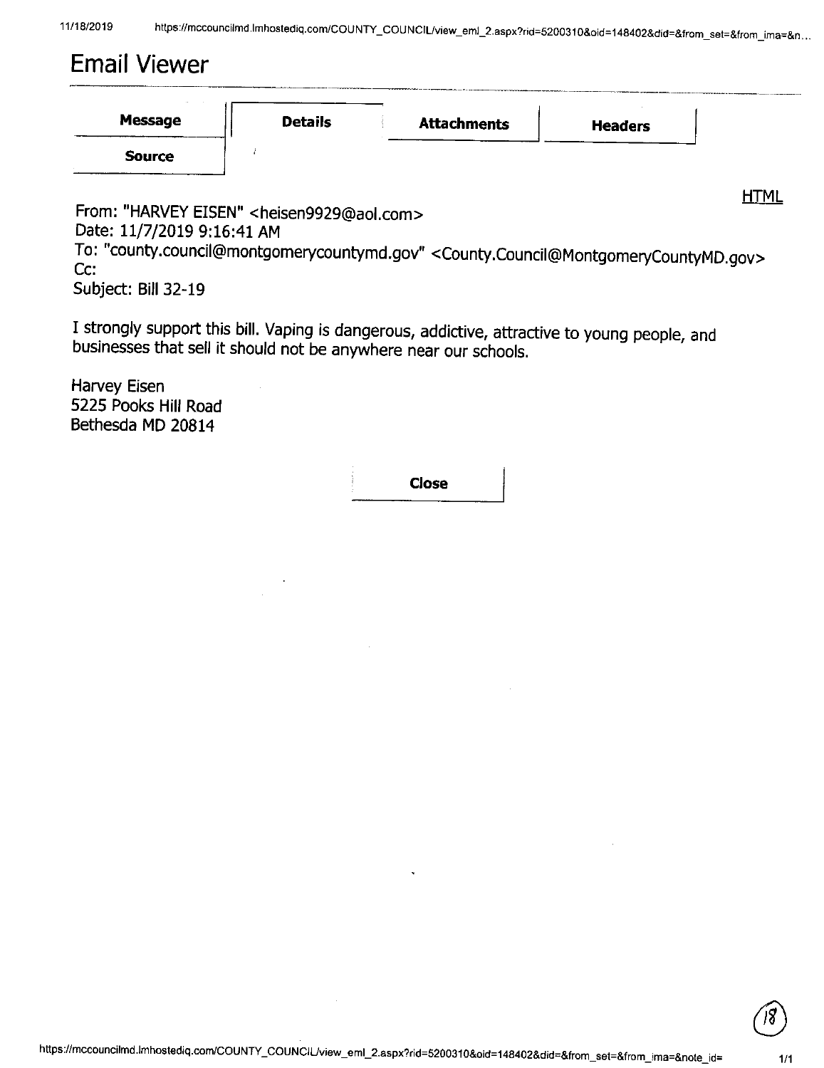# Email Viewer

| Message | Details | Attachments | Headers |
| --- | --- | --- | --- |
| Source | | | |

HTML

From: "HARVEY EISEN" <heisen9929@aol.com>
Date: 11/7/2019 9:16:41 AM
To: "county.council@montgomerycountymd.gov" <County.Council@MontgomeryCountyMD.gov>
Cc:
Subject: Bill 32-19

I strongly support this bill. Vaping is dangerous, addictive, attractive to young people, and businesses that sell it should not be anywhere near our schools.

Harvey Eisen
5225 Pooks Hill Road
Bethesda MD 20814

Close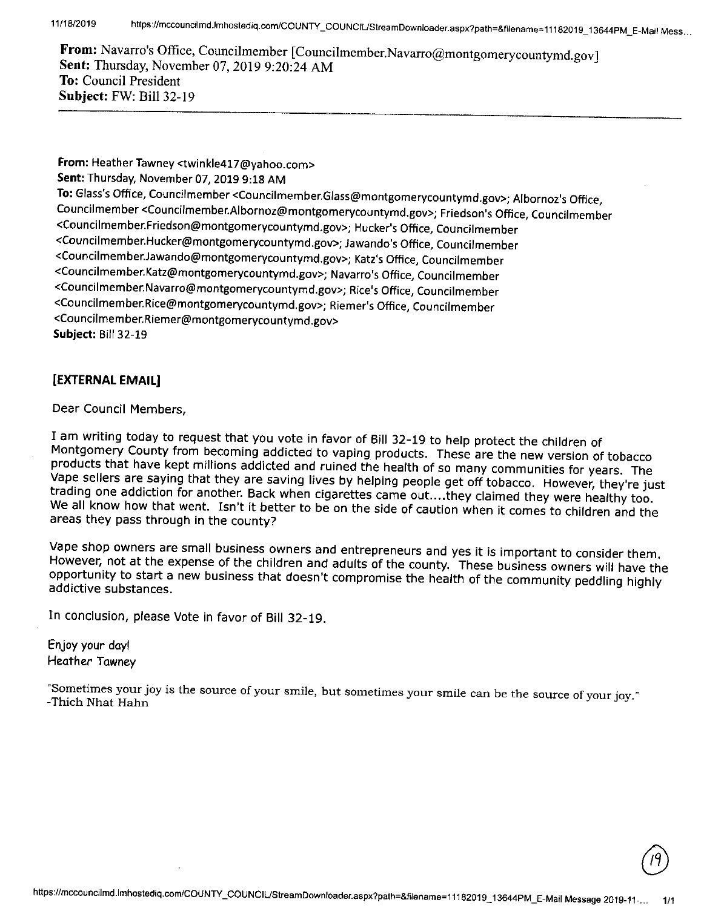**From:** Navarro's Office, Councilmember [Councilmember.Navarro@montgomerycountymd.gov]
**Sent:** Thursday, November 07, 2019 9:20:24 AM
**To:** Council President
**Subject:** FW: Bill 32-19

---

**From:** Heather Tawney <twinkle417@yahoo.com>
**Sent:** Thursday, November 07, 2019 9:18 AM
**To:** Glass's Office, Councilmember <Councilmember.Glass@montgomerycountymd.gov>; Albornoz's Office, Councilmember <Councilmember.Albornoz@montgomerycountymd.gov>; Friedson's Office, Councilmember <Councilmember.Friedson@montgomerycountymd.gov>; Hucker's Office, Councilmember <Councilmember.Hucker@montgomerycountymd.gov>; Jawando's Office, Councilmember <Councilmember.Jawando@montgomerycountymd.gov>; Katz's Office, Councilmember <Councilmember.Katz@montgomerycountymd.gov>; Navarro's Office, Councilmember <Councilmember.Navarro@montgomerycountymd.gov>; Rice's Office, Councilmember <Councilmember.Rice@montgomerycountymd.gov>; Riemer's Office, Councilmember <Councilmember.Riemer@montgomerycountymd.gov>
**Subject:** Bill 32-19

**[EXTERNAL EMAIL]**

Dear Council Members,

I am writing today to request that you vote in favor of Bill 32-19 to help protect the children of Montgomery County from becoming addicted to vaping products. These are the new version of tobacco products that have kept millions addicted and ruined the health of so many communities for years. The Vape sellers are saying that they are saving lives by helping people get off tobacco. However, they're just trading one addiction for another. Back when cigarettes came out....they claimed they were healthy too. We all know how that went. Isn't it better to be on the side of caution when it comes to children and the areas they pass through in the county?

Vape shop owners are small business owners and entrepreneurs and yes it is important to consider them. However, not at the expense of the children and adults of the county. These business owners will have the opportunity to start a new business that doesn't compromise the health of the community peddling highly addictive substances.

In conclusion, please Vote in favor of Bill 32-19.

*Enjoy your day!*
*Heather Tawney*

"Sometimes your joy is the source of your smile, but sometimes your smile can be the source of your joy."
-Thich Nhat Hahn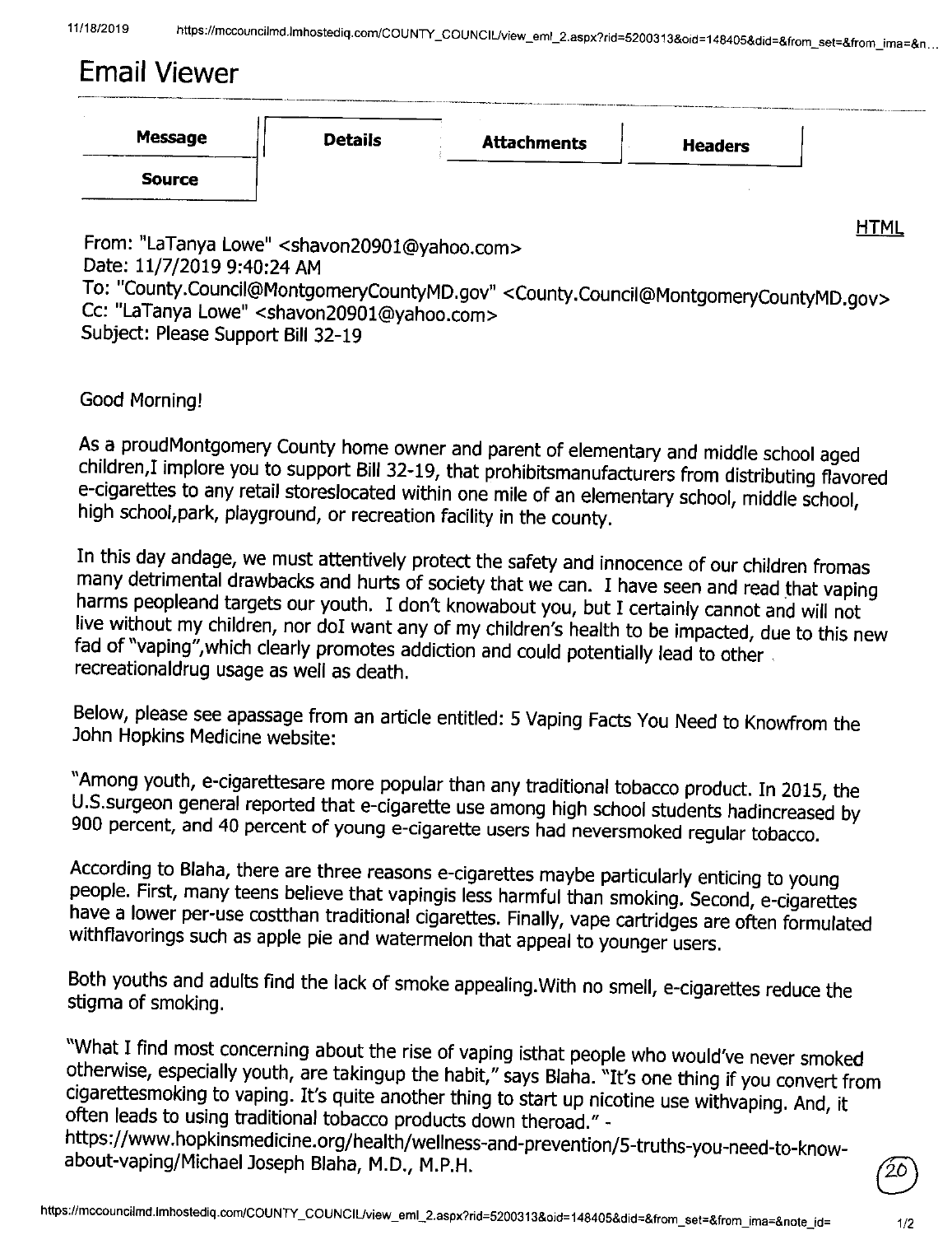# Email Viewer

| Message | Details | Attachments | Headers |
|---|---|---|---|
| Source | | | |

HTML

From: "LaTanya Lowe" <shavon20901@yahoo.com>
Date: 11/7/2019 9:40:24 AM
To: "County.Council@MontgomeryCountyMD.gov" <County.Council@MontgomeryCountyMD.gov>
Cc: "LaTanya Lowe" <shavon20901@yahoo.com>
Subject: Please Support Bill 32-19

Good Morning!

As a proudMontgomery County home owner and parent of elementary and middle school aged children,I implore you to support Bill 32-19, that prohibitsmanufacturers from distributing flavored e-cigarettes to any retail storeslocated within one mile of an elementary school, middle school, high school,park, playground, or recreation facility in the county.

In this day andage, we must attentively protect the safety and innocence of our children fromas many detrimental drawbacks and hurts of society that we can. I have seen and read that vaping harms peopleand targets our youth. I don't knowabout you, but I certainly cannot and will not live without my children, nor doI want any of my children's health to be impacted, due to this new fad of "vaping",which clearly promotes addiction and could potentially lead to other recreationaldrug usage as well as death.

Below, please see apassage from an article entitled: 5 Vaping Facts You Need to Knowfrom the John Hopkins Medicine website:

"Among youth, e-cigarettesare more popular than any traditional tobacco product. In 2015, the U.S.surgeon general reported that e-cigarette use among high school students hadincreased by 900 percent, and 40 percent of young e-cigarette users had neversmoked regular tobacco.

According to Blaha, there are three reasons e-cigarettes maybe particularly enticing to young people. First, many teens believe that vapingis less harmful than smoking. Second, e-cigarettes have a lower per-use costthan traditional cigarettes. Finally, vape cartridges are often formulated withflavorings such as apple pie and watermelon that appeal to younger users.

Both youths and adults find the lack of smoke appealing.With no smell, e-cigarettes reduce the stigma of smoking.

"What I find most concerning about the rise of vaping isthat people who would've never smoked otherwise, especially youth, are takingup the habit," says Blaha. "It's one thing if you convert from cigarettesmoking to vaping. It's quite another thing to start up nicotine use withvaping. And, it often leads to using traditional tobacco products down theroad." -
https://www.hopkinsmedicine.org/health/wellness-and-prevention/5-truths-you-need-to-know-about-vaping/Michael Joseph Blaha, M.D., M.P.H.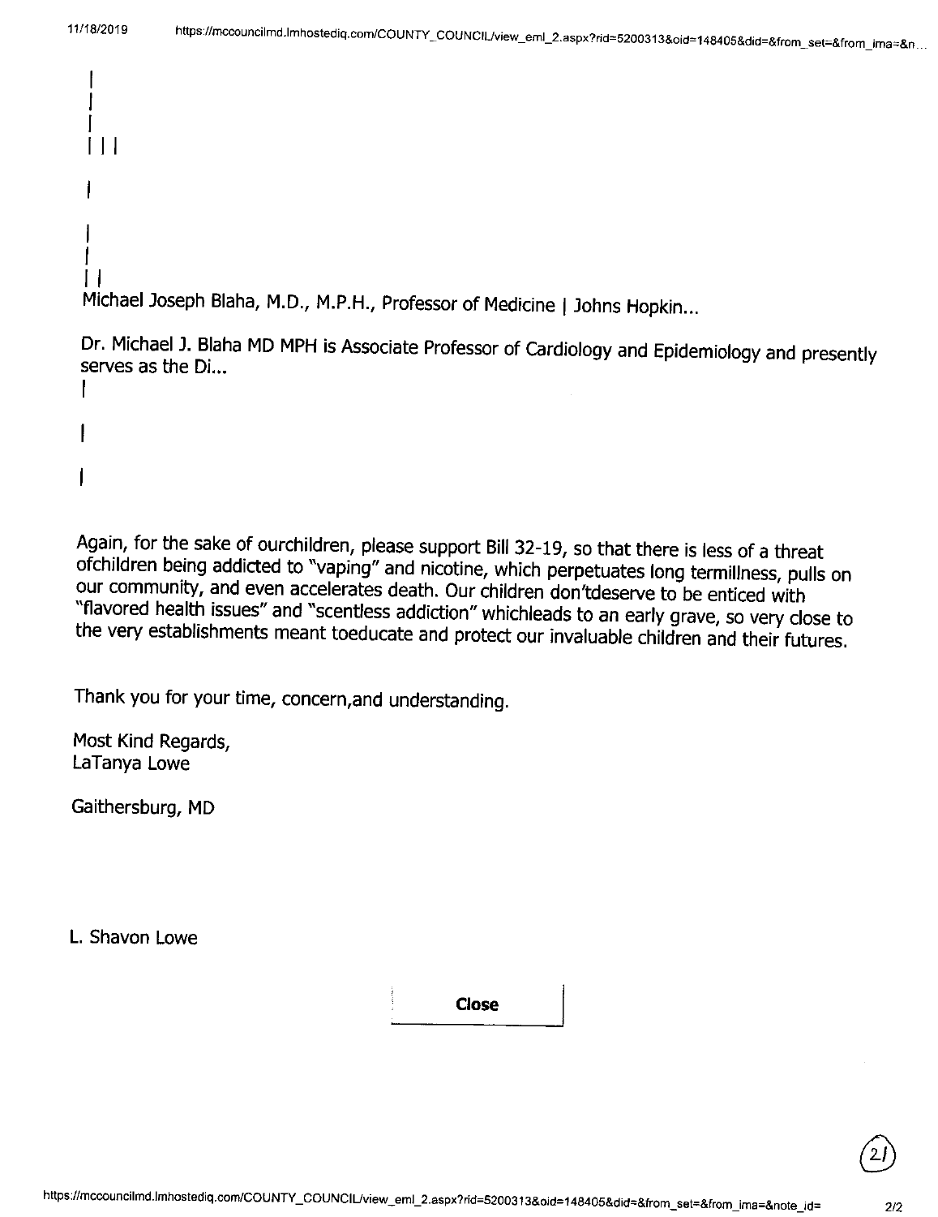Michael Joseph Blaha, M.D., M.P.H., Professor of Medicine | Johns Hopkin...

Dr. Michael J. Blaha MD MPH is Associate Professor of Cardiology and Epidemiology and presently serves as the Di...

Again, for the sake of ourchildren, please support Bill 32-19, so that there is less of a threat ofchildren being addicted to "vaping" and nicotine, which perpetuates long termillness, pulls on our community, and even accelerates death. Our children don'tdeserve to be enticed with "flavored health issues" and "scentless addiction" whichleads to an early grave, so very close to the very establishments meant toeducate and protect our invaluable children and their futures.

Thank you for your time, concern,and understanding.

Most Kind Regards,
LaTanya Lowe

Gaithersburg, MD

L. Shavon Lowe

Close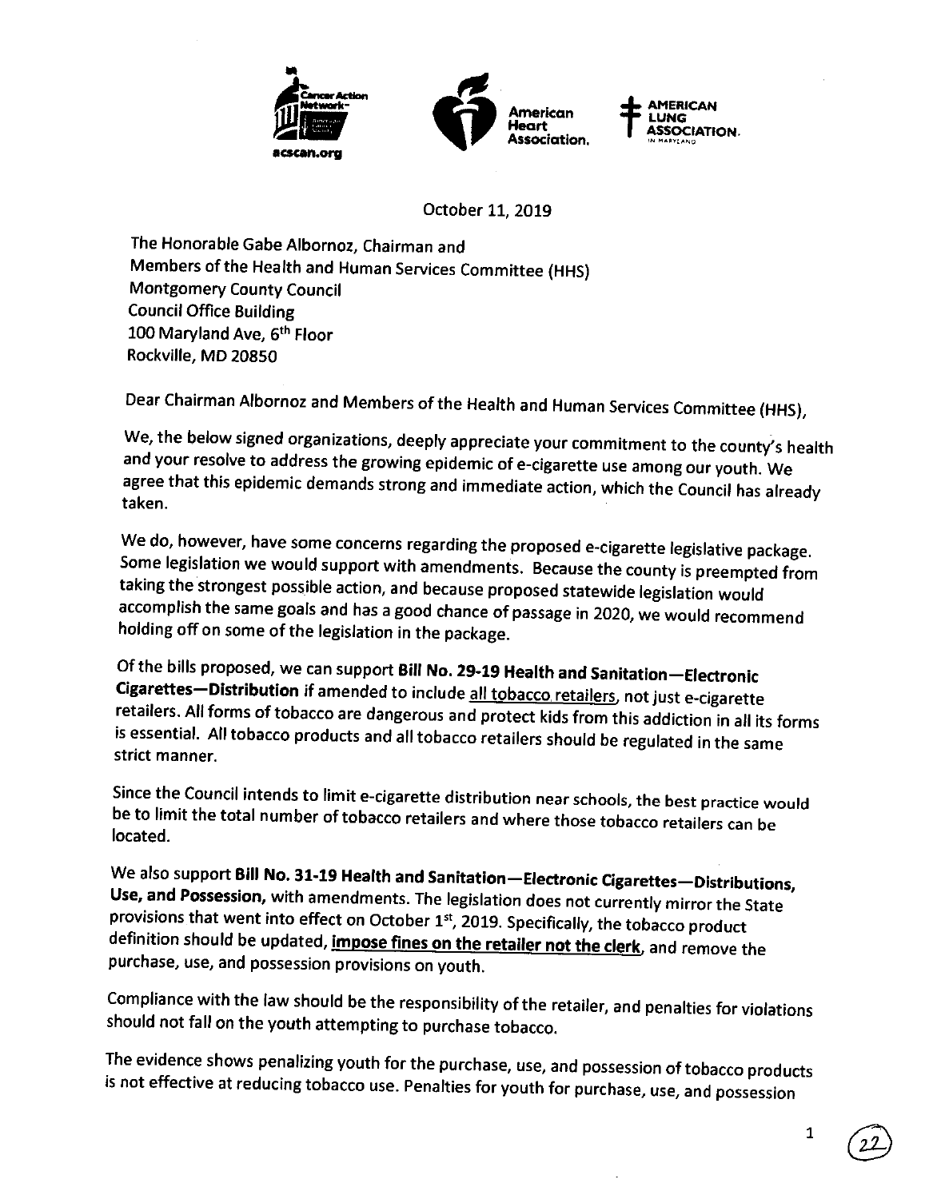Cancer Action Network — acscan.org | American Heart Association. | AMERICAN LUNG ASSOCIATION. IN MARYLAND

October 11, 2019

The Honorable Gabe Albornoz, Chairman and
Members of the Health and Human Services Committee (HHS)
Montgomery County Council
Council Office Building
100 Maryland Ave, 6th Floor
Rockville, MD 20850

Dear Chairman Albornoz and Members of the Health and Human Services Committee (HHS),

We, the below signed organizations, deeply appreciate your commitment to the county's health and your resolve to address the growing epidemic of e-cigarette use among our youth. We agree that this epidemic demands strong and immediate action, which the Council has already taken.

We do, however, have some concerns regarding the proposed e-cigarette legislative package. Some legislation we would support with amendments. Because the county is preempted from taking the strongest possible action, and because proposed statewide legislation would accomplish the same goals and has a good chance of passage in 2020, we would recommend holding off on some of the legislation in the package.

Of the bills proposed, we can support **Bill No. 29-19 Health and Sanitation—Electronic Cigarettes—Distribution** if amended to include <u>all tobacco retailers</u>, not just e-cigarette retailers. All forms of tobacco are dangerous and protect kids from this addiction in all its forms is essential. All tobacco products and all tobacco retailers should be regulated in the same strict manner.

Since the Council intends to limit e-cigarette distribution near schools, the best practice would be to limit the total number of tobacco retailers and where those tobacco retailers can be located.

We also support **Bill No. 31-19 Health and Sanitation—Electronic Cigarettes—Distributions, Use, and Possession,** with amendments. The legislation does not currently mirror the State provisions that went into effect on October 1st, 2019. Specifically, the tobacco product definition should be updated, **<u>impose fines on the retailer not the clerk</u>**, and remove the purchase, use, and possession provisions on youth.

Compliance with the law should be the responsibility of the retailer, and penalties for violations should not fall on the youth attempting to purchase tobacco.

The evidence shows penalizing youth for the purchase, use, and possession of tobacco products is not effective at reducing tobacco use. Penalties for youth for purchase, use, and possession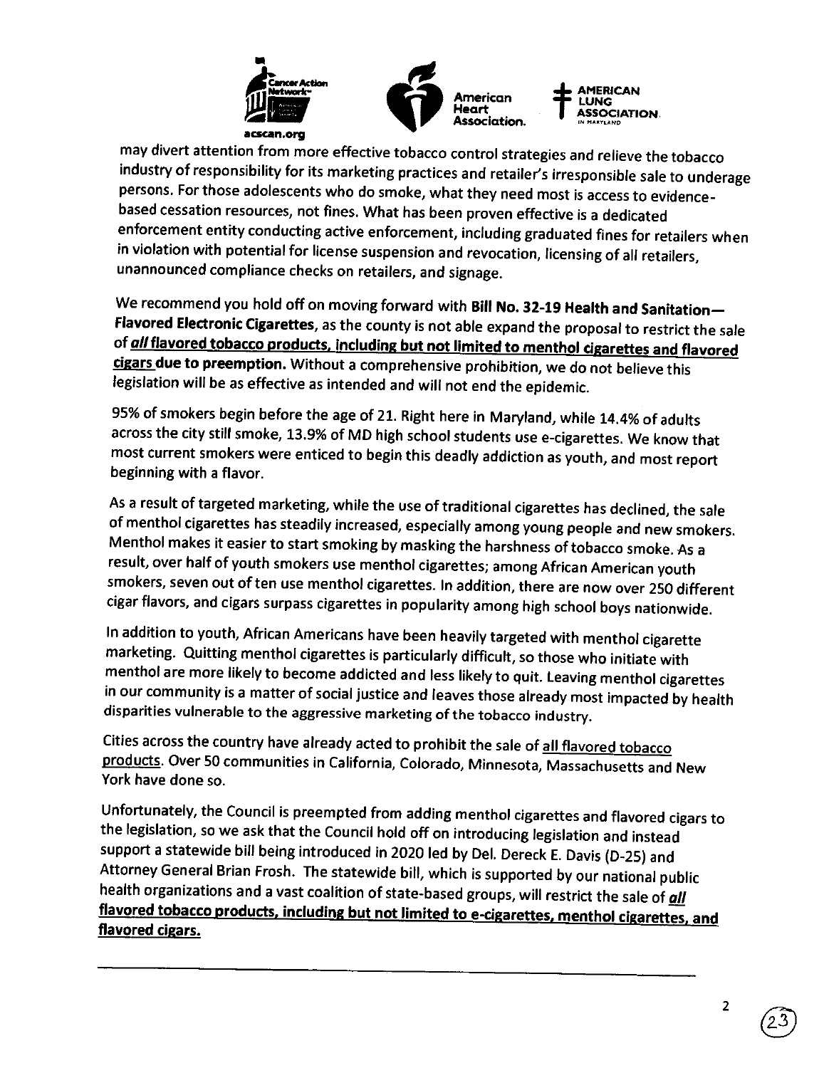may divert attention from more effective tobacco control strategies and relieve the tobacco industry of responsibility for its marketing practices and retailer's irresponsible sale to underage persons. For those adolescents who do smoke, what they need most is access to evidence-based cessation resources, not fines. What has been proven effective is a dedicated enforcement entity conducting active enforcement, including graduated fines for retailers when in violation with potential for license suspension and revocation, licensing of all retailers, unannounced compliance checks on retailers, and signage.

We recommend you hold off on moving forward with **Bill No. 32-19 Health and Sanitation—Flavored Electronic Cigarettes**, as the county is not able expand the proposal to restrict the sale of ***all* <u>flavored tobacco products, including but not limited to menthol cigarettes and flavored cigars</u> due to preemption.** Without a comprehensive prohibition, we do not believe this legislation will be as effective as intended and will not end the epidemic.

95% of smokers begin before the age of 21. Right here in Maryland, while 14.4% of adults across the city still smoke, 13.9% of MD high school students use e-cigarettes. We know that most current smokers were enticed to begin this deadly addiction as youth, and most report beginning with a flavor.

As a result of targeted marketing, while the use of traditional cigarettes has declined, the sale of menthol cigarettes has steadily increased, especially among young people and new smokers. Menthol makes it easier to start smoking by masking the harshness of tobacco smoke. As a result, over half of youth smokers use menthol cigarettes; among African American youth smokers, seven out of ten use menthol cigarettes. In addition, there are now over 250 different cigar flavors, and cigars surpass cigarettes in popularity among high school boys nationwide.

In addition to youth, African Americans have been heavily targeted with menthol cigarette marketing. Quitting menthol cigarettes is particularly difficult, so those who initiate with menthol are more likely to become addicted and less likely to quit. Leaving menthol cigarettes in our community is a matter of social justice and leaves those already most impacted by health disparities vulnerable to the aggressive marketing of the tobacco industry.

Cities across the country have already acted to prohibit the sale of <u>all flavored tobacco products</u>. Over 50 communities in California, Colorado, Minnesota, Massachusetts and New York have done so.

Unfortunately, the Council is preempted from adding menthol cigarettes and flavored cigars to the legislation, so we ask that the Council hold off on introducing legislation and instead support a statewide bill being introduced in 2020 led by Del. Dereck E. Davis (D-25) and Attorney General Brian Frosh. The statewide bill, which is supported by our national public health organizations and a vast coalition of state-based groups, will restrict the sale of ***all* <u>flavored tobacco products, including but not limited to e-cigarettes, menthol cigarettes, and flavored cigars.</u>**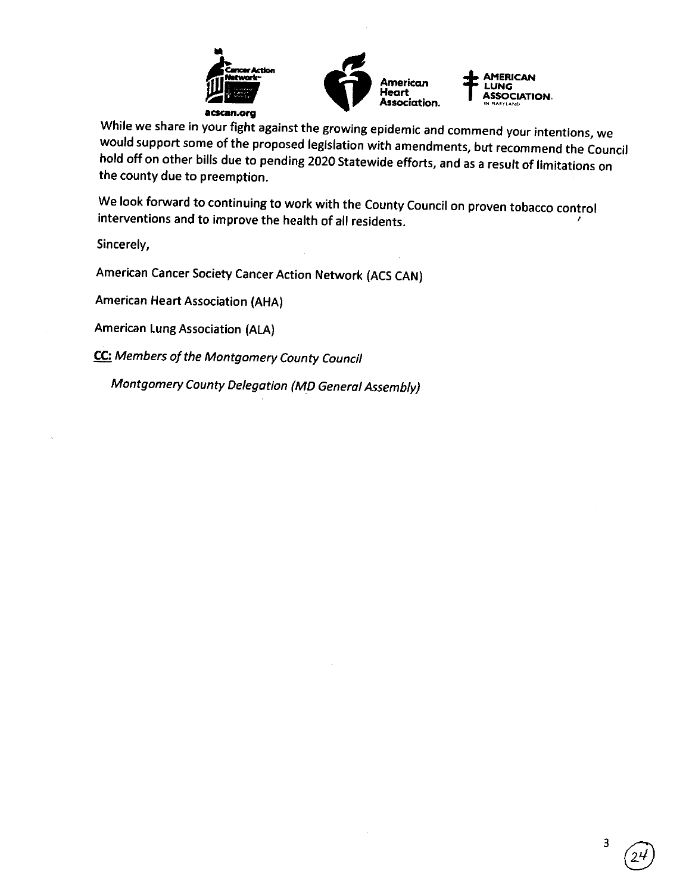acscan.org

While we share in your fight against the growing epidemic and commend your intentions, we would support some of the proposed legislation with amendments, but recommend the Council hold off on other bills due to pending 2020 Statewide efforts, and as a result of limitations on the county due to preemption.

We look forward to continuing to work with the County Council on proven tobacco control interventions and to improve the health of all residents.

Sincerely,

American Cancer Society Cancer Action Network (ACS CAN)

American Heart Association (AHA)

American Lung Association (ALA)

**CC:** *Members of the Montgomery County Council*

*Montgomery County Delegation (MD General Assembly)*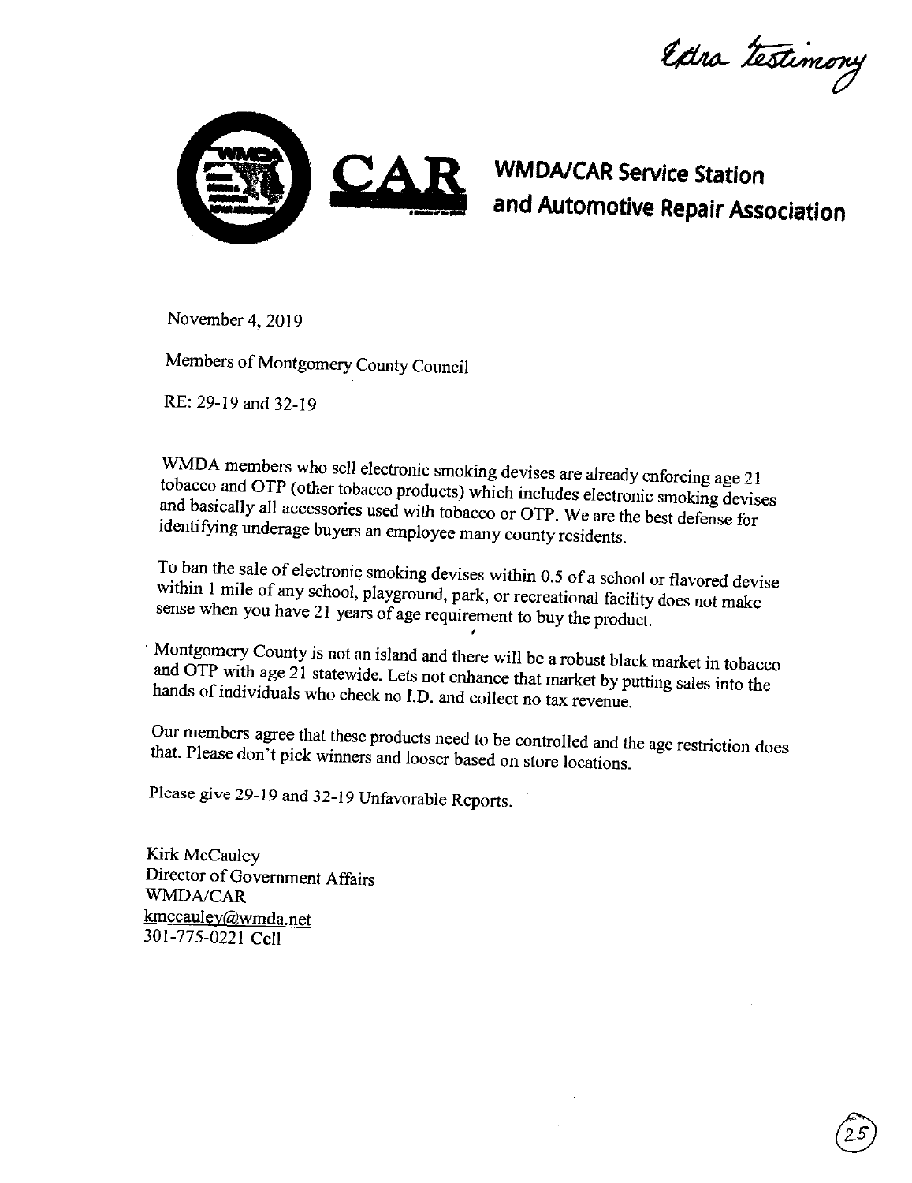*Extra testimony*

**WMDA/CAR Service Station and Automotive Repair Association**

November 4, 2019

Members of Montgomery County Council

RE: 29-19 and 32-19

WMDA members who sell electronic smoking devises are already enforcing age 21 tobacco and OTP (other tobacco products) which includes electronic smoking devises and basically all accessories used with tobacco or OTP. We are the best defense for identifying underage buyers an employee many county residents.

To ban the sale of electronic smoking devises within 0.5 of a school or flavored devise within 1 mile of any school, playground, park, or recreational facility does not make sense when you have 21 years of age requirement to buy the product.

Montgomery County is not an island and there will be a robust black market in tobacco and OTP with age 21 statewide. Lets not enhance that market by putting sales into the hands of individuals who check no I.D. and collect no tax revenue.

Our members agree that these products need to be controlled and the age restriction does that. Please don't pick winners and looser based on store locations.

Please give 29-19 and 32-19 Unfavorable Reports.

Kirk McCauley
Director of Government Affairs
WMDA/CAR
kmccauley@wmda.net
301-775-0221 Cell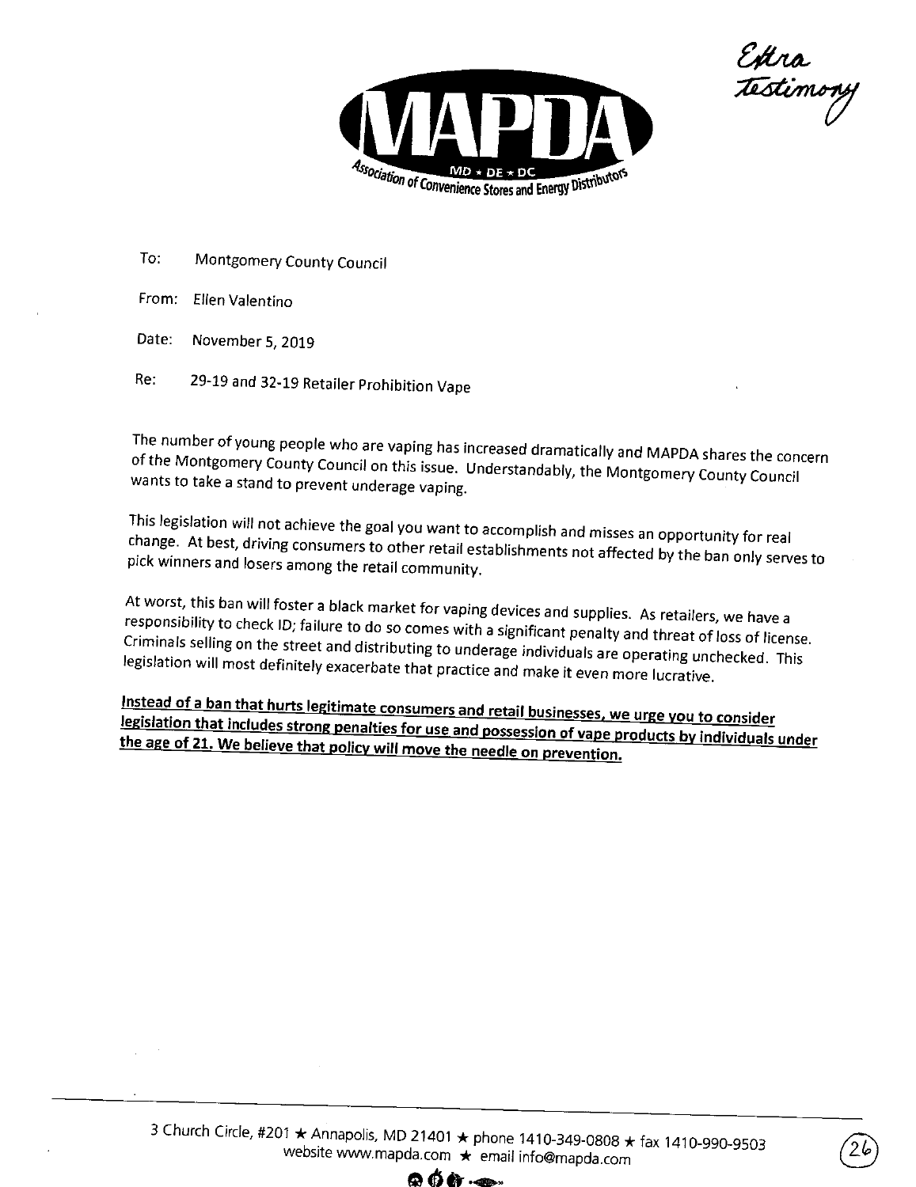*Extra testimony*

**MAPDA**

Association of Convenience Stores and Energy Distributors

MD ★ DE ★ DC

To: Montgomery County Council

From: Ellen Valentino

Date: November 5, 2019

Re: 29-19 and 32-19 Retailer Prohibition Vape

The number of young people who are vaping has increased dramatically and MAPDA shares the concern of the Montgomery County Council on this issue. Understandably, the Montgomery County Council wants to take a stand to prevent underage vaping.

This legislation will not achieve the goal you want to accomplish and misses an opportunity for real change. At best, driving consumers to other retail establishments not affected by the ban only serves to pick winners and losers among the retail community.

At worst, this ban will foster a black market for vaping devices and supplies. As retailers, we have a responsibility to check ID; failure to do so comes with a significant penalty and threat of loss of license. Criminals selling on the street and distributing to underage individuals are operating unchecked. This legislation will most definitely exacerbate that practice and make it even more lucrative.

**Instead of a ban that hurts legitimate consumers and retail businesses, we urge you to consider legislation that includes strong penalties for use and possession of vape products by individuals under the age of 21. We believe that policy will move the needle on prevention.**

3 Church Circle, #201 ★ Annapolis, MD 21401 ★ phone 1410-349-0808 ★ fax 1410-990-9503
website www.mapda.com ★ email info@mapda.com